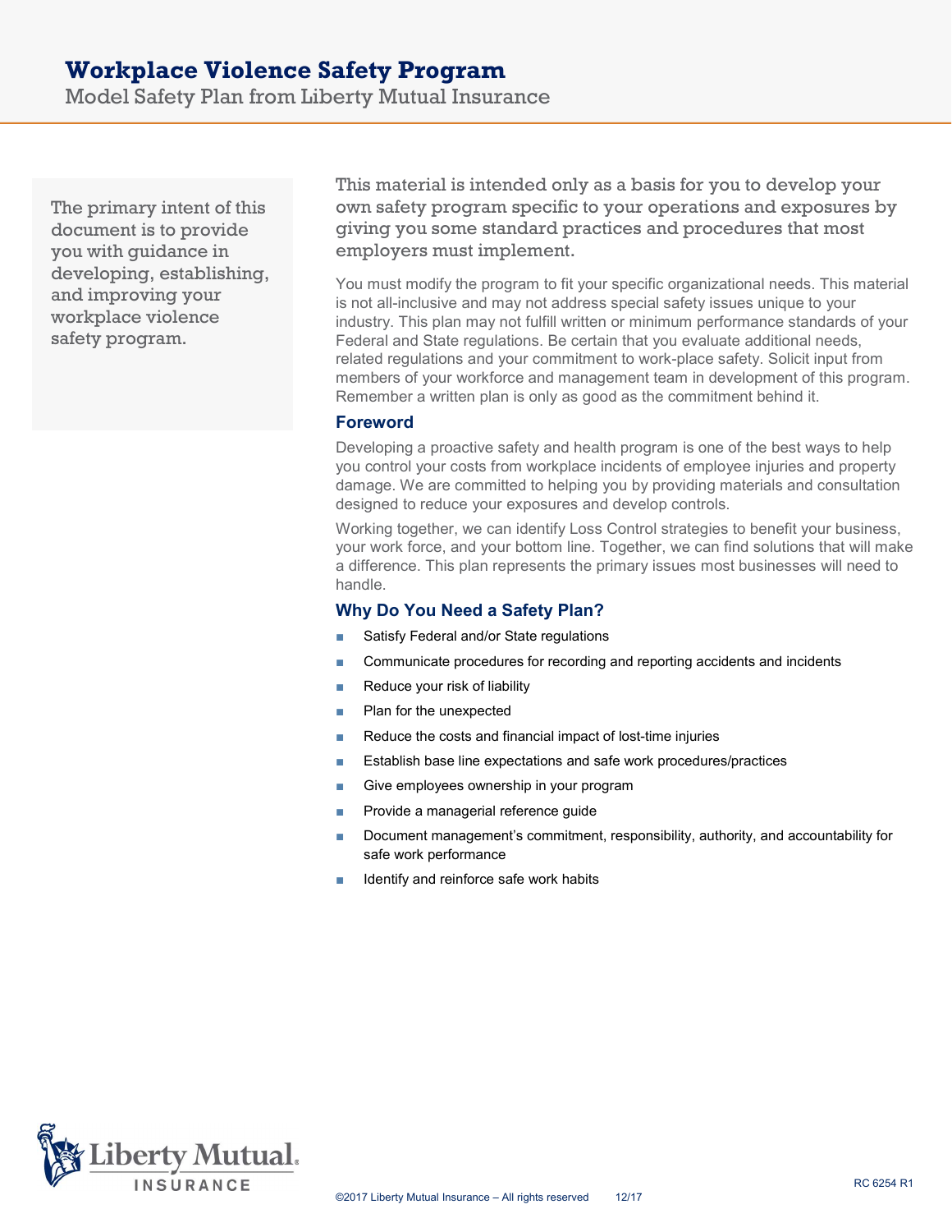# Workplace Violence Safety Program

Model Safety Plan from Liberty Mutual Insurance

The primary intent of this document is to provide you with guidance in developing, establishing, and improving your workplace violence safety program.

This material is intended only as a basis for you to develop your own safety program specific to your operations and exposures by giving you some standard practices and procedures that most employers must implement.

You must modify the program to fit your specific organizational needs. This material is not all-inclusive and may not address special safety issues unique to your industry. This plan may not fulfill written or minimum performance standards of your Federal and State regulations. Be certain that you evaluate additional needs, related regulations and your commitment to work-place safety. Solicit input from members of your workforce and management team in development of this program. Remember a written plan is only as good as the commitment behind it.

## Foreword

Developing a proactive safety and health program is one of the best ways to help you control your costs from workplace incidents of employee injuries and property damage. We are committed to helping you by providing materials and consultation designed to reduce your exposures and develop controls.

Working together, we can identify Loss Control strategies to benefit your business, your work force, and your bottom line. Together, we can find solutions that will make a difference. This plan represents the primary issues most businesses will need to handle.

## Why Do You Need a Safety Plan?

- Satisfy Federal and/or State regulations
- Communicate procedures for recording and reporting accidents and incidents
- Reduce your risk of liability
- Plan for the unexpected
- Reduce the costs and financial impact of lost-time injuries
- Establish base line expectations and safe work procedures/practices
- Give employees ownership in your program
- Provide a managerial reference guide
- Document management's commitment, responsibility, authority, and accountability for safe work performance
- Identify and reinforce safe work habits

©2017 Liberty Mutual Insurance – All rights reserved 12/17

RC 6254 R1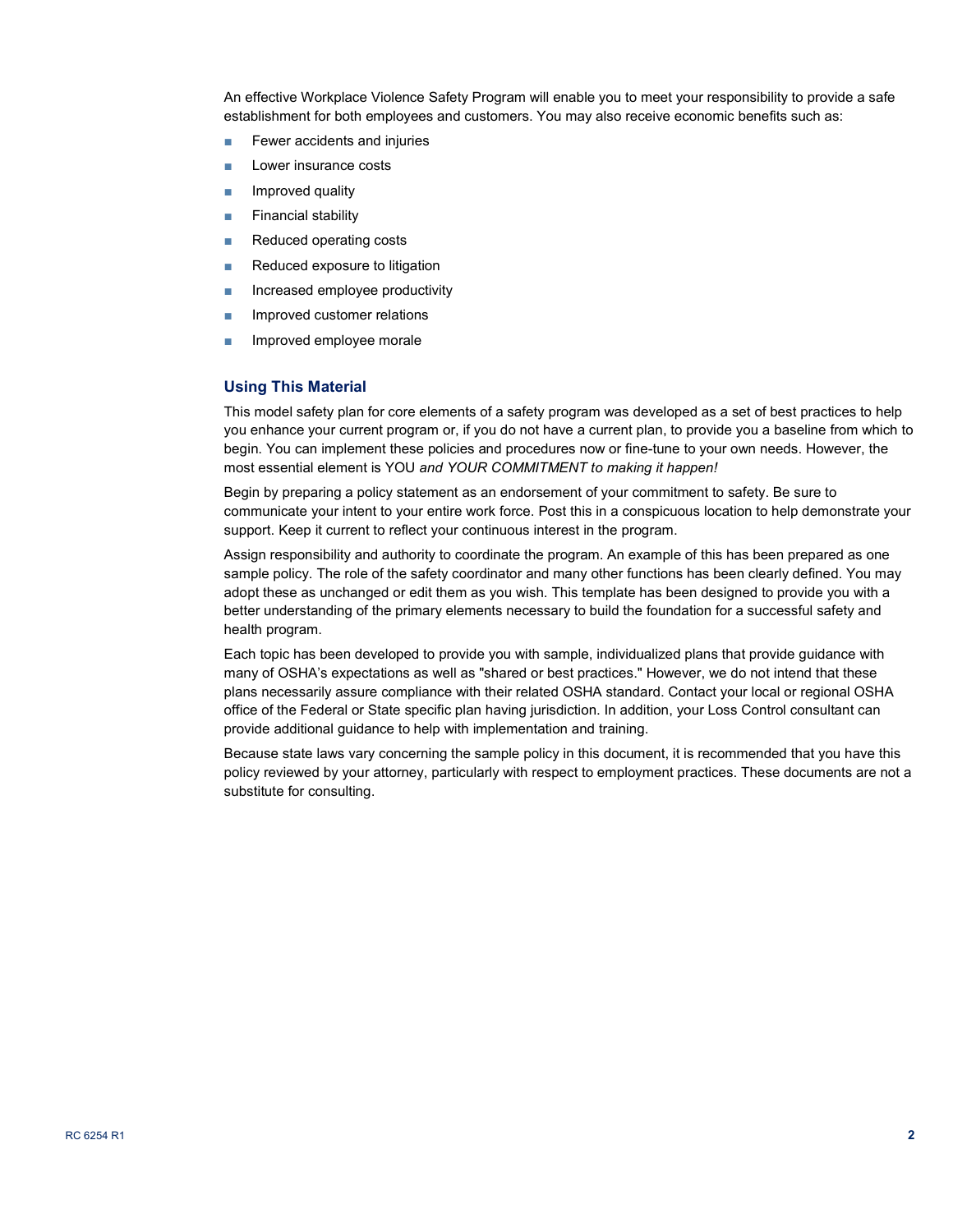An effective Workplace Violence Safety Program will enable you to meet your responsibility to provide a safe establishment for both employees and customers. You may also receive economic benefits such as:

- Fewer accidents and injuries
- Lower insurance costs
- Improved quality
- Financial stability
- Reduced operating costs
- Reduced exposure to litigation
- Increased employee productivity
- Improved customer relations
- Improved employee morale

### Using This Material

This model safety plan for core elements of a safety program was developed as a set of best practices to help you enhance your current program or, if you do not have a current plan, to provide you a baseline from which to begin. You can implement these policies and procedures now or fine-tune to your own needs. However, the most essential element is YOU *and YOUR COMMITMENT to making it happen!*

Begin by preparing a policy statement as an endorsement of your commitment to safety. Be sure to communicate your intent to your entire work force. Post this in a conspicuous location to help demonstrate your support. Keep it current to reflect your continuous interest in the program.

Assign responsibility and authority to coordinate the program. An example of this has been prepared as one sample policy. The role of the safety coordinator and many other functions has been clearly defined. You may adopt these as unchanged or edit them as you wish. This template has been designed to provide you with a better understanding of the primary elements necessary to build the foundation for a successful safety and health program.

Each topic has been developed to provide you with sample, individualized plans that provide guidance with many of OSHA's expectations as well as "shared or best practices." However, we do not intend that these plans necessarily assure compliance with their related OSHA standard. Contact your local or regional OSHA office of the Federal or State specific plan having jurisdiction. In addition, your Loss Control consultant can provide additional guidance to help with implementation and training.

Because state laws vary concerning the sample policy in this document, it is recommended that you have this policy reviewed by your attorney, particularly with respect to employment practices. These documents are not a substitute for consulting.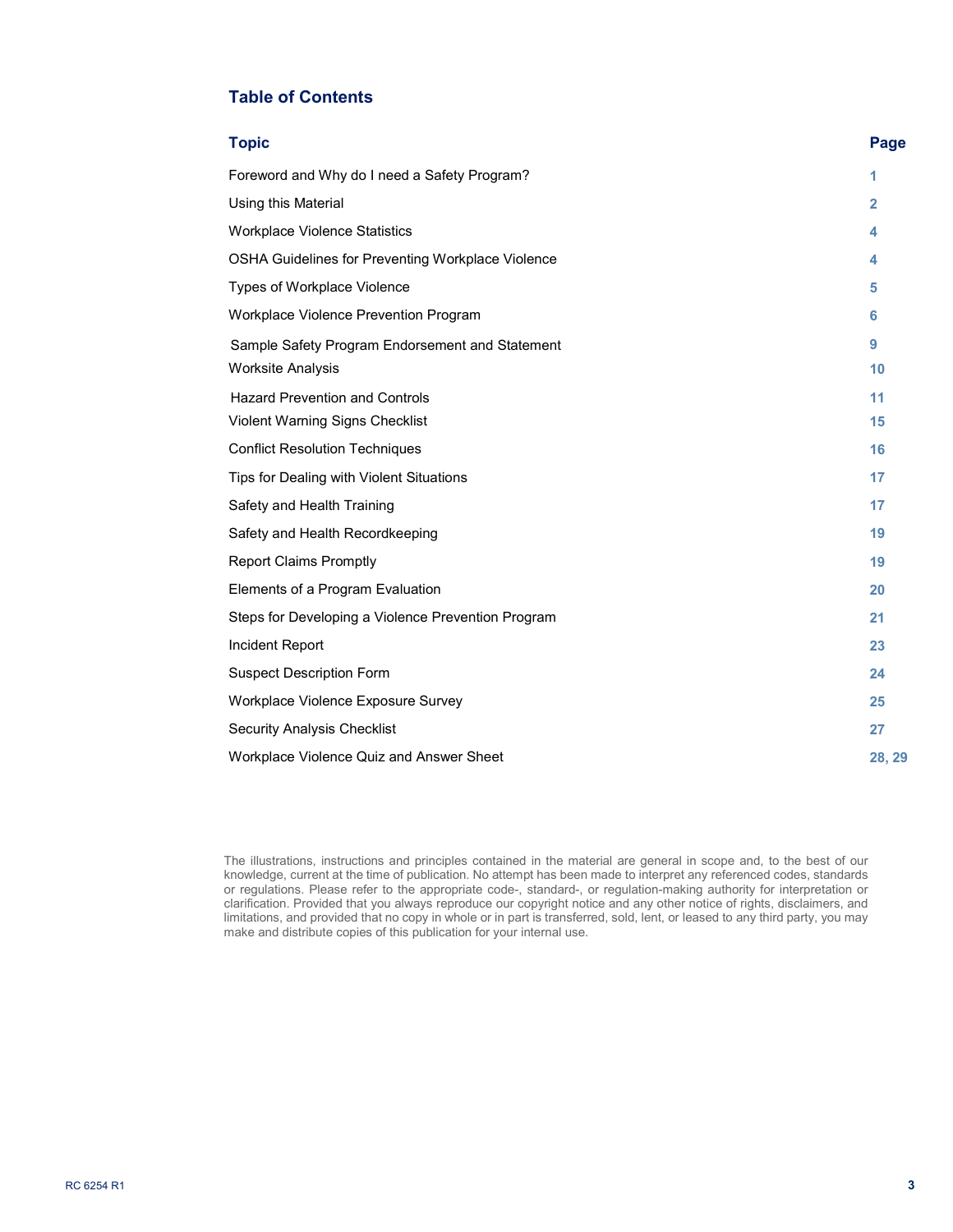## Table of Contents

| Topic | Page |
|---|---|
| Foreword and Why do I need a Safety Program? | 1 |
| Using this Material | 2 |
| Workplace Violence Statistics | 4 |
| OSHA Guidelines for Preventing Workplace Violence | 4 |
| Types of Workplace Violence | 5 |
| Workplace Violence Prevention Program | 6 |
| Sample Safety Program Endorsement and Statement | 9 |
| Worksite Analysis | 10 |
| Hazard Prevention and Controls | 11 |
| Violent Warning Signs Checklist | 15 |
| Conflict Resolution Techniques | 16 |
| Tips for Dealing with Violent Situations | 17 |
| Safety and Health Training | 17 |
| Safety and Health Recordkeeping | 19 |
| Report Claims Promptly | 19 |
| Elements of a Program Evaluation | 20 |
| Steps for Developing a Violence Prevention Program | 21 |
| Incident Report | 23 |
| Suspect Description Form | 24 |
| Workplace Violence Exposure Survey | 25 |
| Security Analysis Checklist | 27 |
| Workplace Violence Quiz and Answer Sheet | 28, 29 |

The illustrations, instructions and principles contained in the material are general in scope and, to the best of our knowledge, current at the time of publication. No attempt has been made to interpret any referenced codes, standards or regulations. Please refer to the appropriate code-, standard-, or regulation-making authority for interpretation or clarification. Provided that you always reproduce our copyright notice and any other notice of rights, disclaimers, and limitations, and provided that no copy in whole or in part is transferred, sold, lent, or leased to any third party, you may make and distribute copies of this publication for your internal use.

RC 6254 R1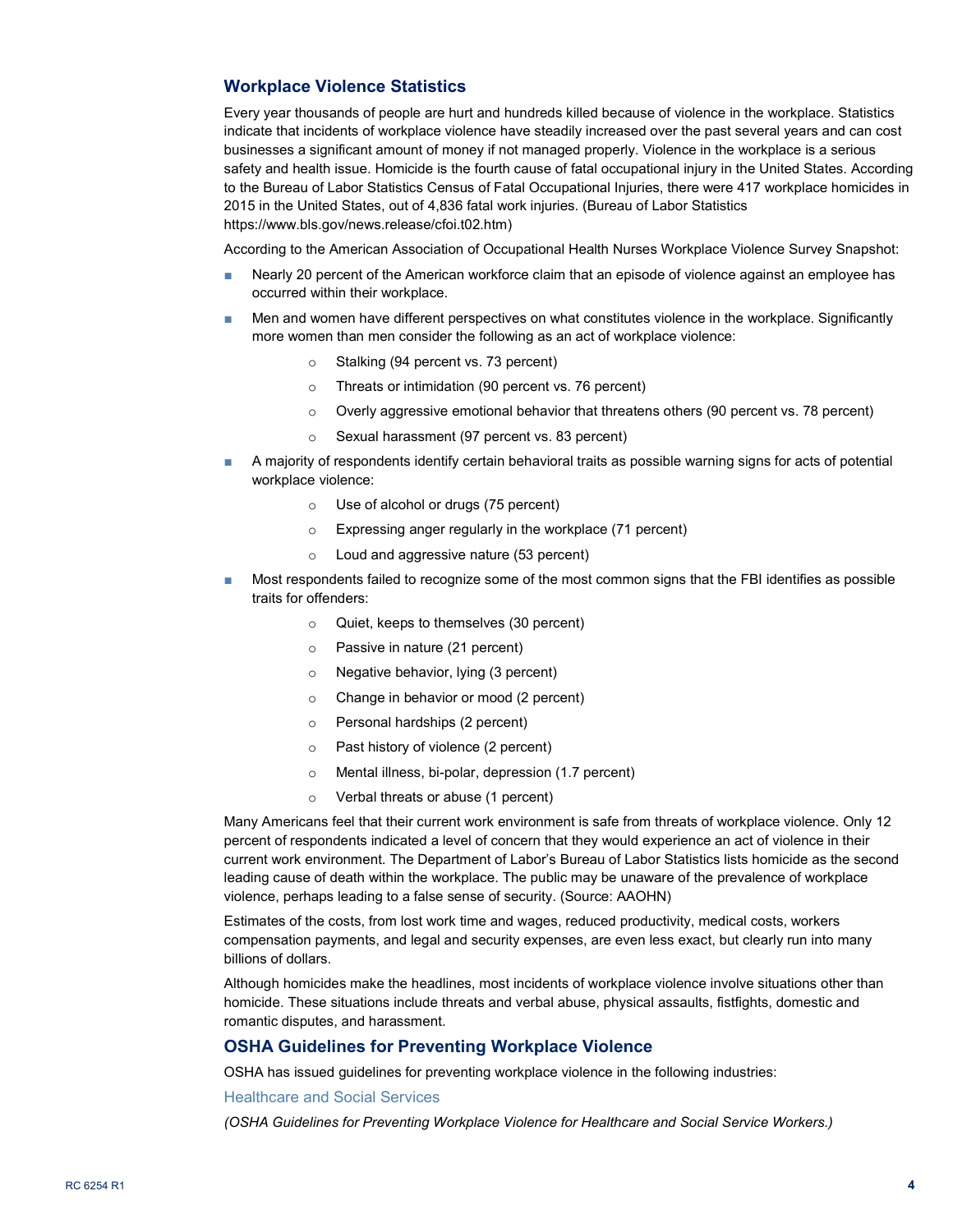## Workplace Violence Statistics

Every year thousands of people are hurt and hundreds killed because of violence in the workplace. Statistics indicate that incidents of workplace violence have steadily increased over the past several years and can cost businesses a significant amount of money if not managed properly. Violence in the workplace is a serious safety and health issue. Homicide is the fourth cause of fatal occupational injury in the United States. According to the Bureau of Labor Statistics Census of Fatal Occupational Injuries, there were 417 workplace homicides in 2015 in the United States, out of 4,836 fatal work injuries. (Bureau of Labor Statistics https://www.bls.gov/news.release/cfoi.t02.htm)

According to the American Association of Occupational Health Nurses Workplace Violence Survey Snapshot:

- Nearly 20 percent of the American workforce claim that an episode of violence against an employee has occurred within their workplace.
- Men and women have different perspectives on what constitutes violence in the workplace. Significantly more women than men consider the following as an act of workplace violence:
  - Stalking (94 percent vs. 73 percent)
  - Threats or intimidation (90 percent vs. 76 percent)
  - Overly aggressive emotional behavior that threatens others (90 percent vs. 78 percent)
  - Sexual harassment (97 percent vs. 83 percent)
- A majority of respondents identify certain behavioral traits as possible warning signs for acts of potential workplace violence:
  - Use of alcohol or drugs (75 percent)
  - Expressing anger regularly in the workplace (71 percent)
  - Loud and aggressive nature (53 percent)
- Most respondents failed to recognize some of the most common signs that the FBI identifies as possible traits for offenders:
  - Quiet, keeps to themselves (30 percent)
  - Passive in nature (21 percent)
  - Negative behavior, lying (3 percent)
  - Change in behavior or mood (2 percent)
  - Personal hardships (2 percent)
  - Past history of violence (2 percent)
  - Mental illness, bi-polar, depression (1.7 percent)
  - Verbal threats or abuse (1 percent)

Many Americans feel that their current work environment is safe from threats of workplace violence. Only 12 percent of respondents indicated a level of concern that they would experience an act of violence in their current work environment. The Department of Labor's Bureau of Labor Statistics lists homicide as the second leading cause of death within the workplace. The public may be unaware of the prevalence of workplace violence, perhaps leading to a false sense of security. (Source: AAOHN)

Estimates of the costs, from lost work time and wages, reduced productivity, medical costs, workers compensation payments, and legal and security expenses, are even less exact, but clearly run into many billions of dollars.

Although homicides make the headlines, most incidents of workplace violence involve situations other than homicide. These situations include threats and verbal abuse, physical assaults, fistfights, domestic and romantic disputes, and harassment.

## OSHA Guidelines for Preventing Workplace Violence

OSHA has issued guidelines for preventing workplace violence in the following industries:

### Healthcare and Social Services

*(OSHA Guidelines for Preventing Workplace Violence for Healthcare and Social Service Workers.)*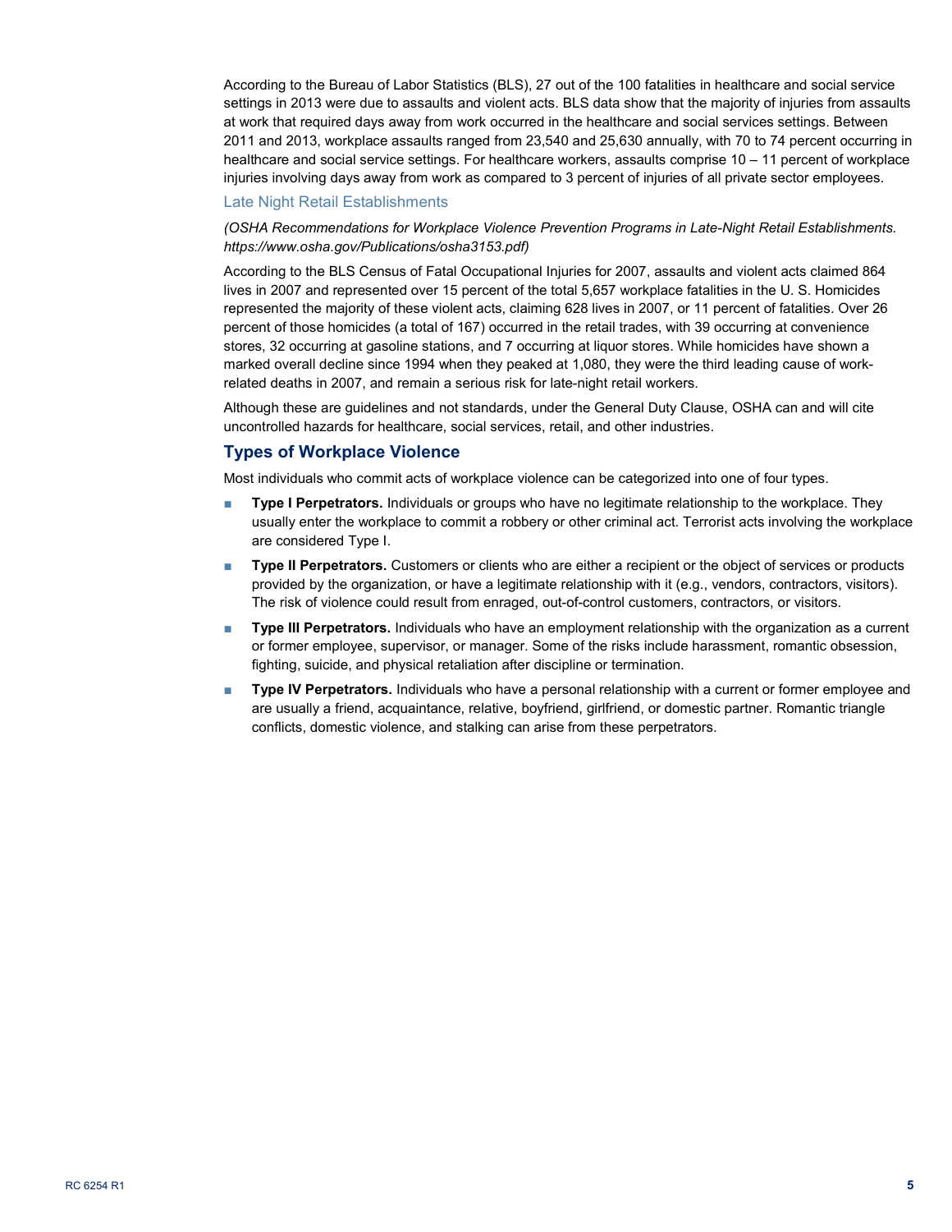According to the Bureau of Labor Statistics (BLS), 27 out of the 100 fatalities in healthcare and social service settings in 2013 were due to assaults and violent acts. BLS data show that the majority of injuries from assaults at work that required days away from work occurred in the healthcare and social services settings. Between 2011 and 2013, workplace assaults ranged from 23,540 and 25,630 annually, with 70 to 74 percent occurring in healthcare and social service settings. For healthcare workers, assaults comprise 10 – 11 percent of workplace injuries involving days away from work as compared to 3 percent of injuries of all private sector employees.

### Late Night Retail Establishments

*(OSHA Recommendations for Workplace Violence Prevention Programs in Late-Night Retail Establishments. https://www.osha.gov/Publications/osha3153.pdf)*

According to the BLS Census of Fatal Occupational Injuries for 2007, assaults and violent acts claimed 864 lives in 2007 and represented over 15 percent of the total 5,657 workplace fatalities in the U. S. Homicides represented the majority of these violent acts, claiming 628 lives in 2007, or 11 percent of fatalities. Over 26 percent of those homicides (a total of 167) occurred in the retail trades, with 39 occurring at convenience stores, 32 occurring at gasoline stations, and 7 occurring at liquor stores. While homicides have shown a marked overall decline since 1994 when they peaked at 1,080, they were the third leading cause of work-related deaths in 2007, and remain a serious risk for late-night retail workers.

Although these are guidelines and not standards, under the General Duty Clause, OSHA can and will cite uncontrolled hazards for healthcare, social services, retail, and other industries.

## Types of Workplace Violence

Most individuals who commit acts of workplace violence can be categorized into one of four types.

- **Type I Perpetrators.** Individuals or groups who have no legitimate relationship to the workplace. They usually enter the workplace to commit a robbery or other criminal act. Terrorist acts involving the workplace are considered Type I.
- **Type II Perpetrators.** Customers or clients who are either a recipient or the object of services or products provided by the organization, or have a legitimate relationship with it (e.g., vendors, contractors, visitors). The risk of violence could result from enraged, out-of-control customers, contractors, or visitors.
- **Type III Perpetrators.** Individuals who have an employment relationship with the organization as a current or former employee, supervisor, or manager. Some of the risks include harassment, romantic obsession, fighting, suicide, and physical retaliation after discipline or termination.
- **Type IV Perpetrators.** Individuals who have a personal relationship with a current or former employee and are usually a friend, acquaintance, relative, boyfriend, girlfriend, or domestic partner. Romantic triangle conflicts, domestic violence, and stalking can arise from these perpetrators.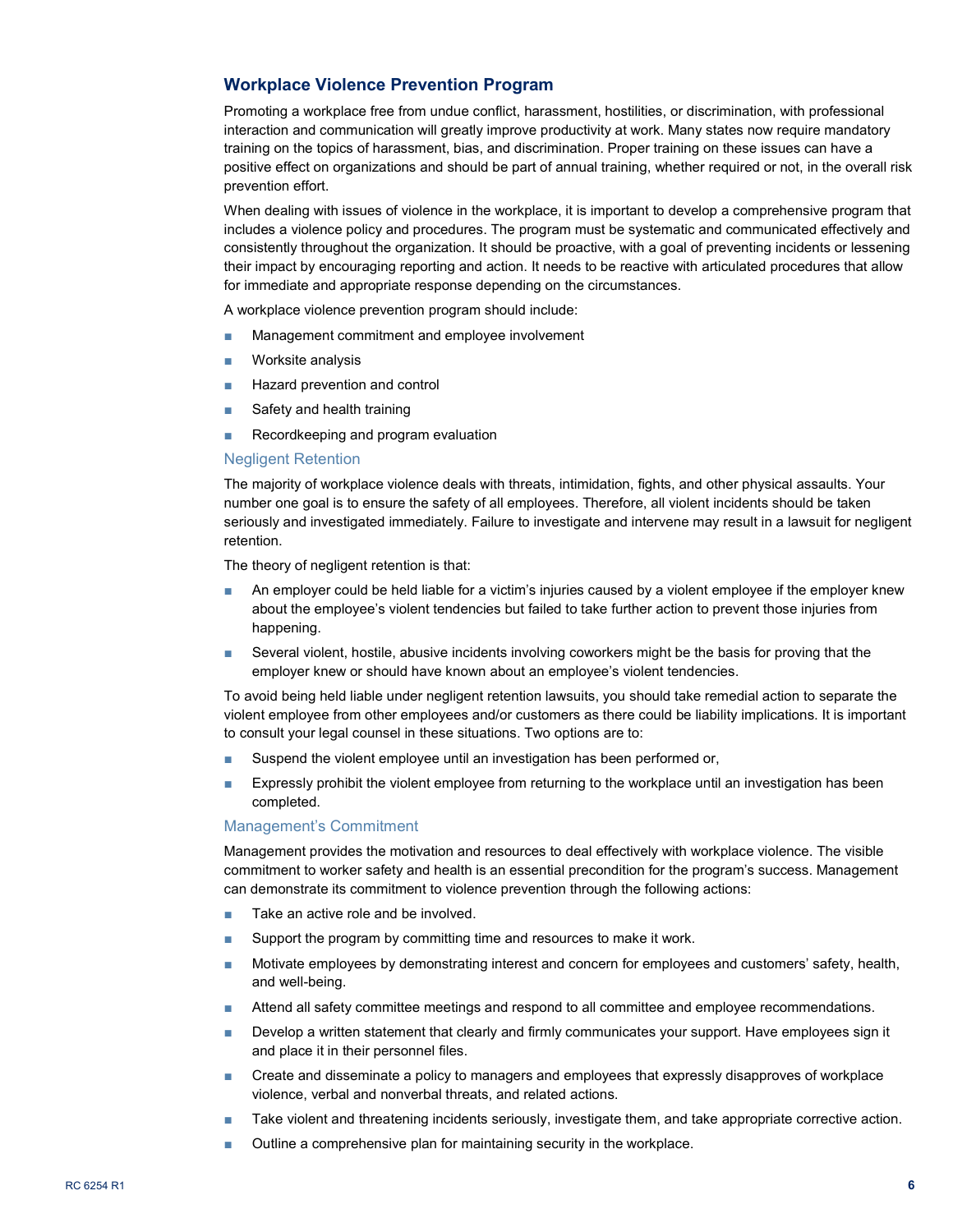## Workplace Violence Prevention Program

Promoting a workplace free from undue conflict, harassment, hostilities, or discrimination, with professional interaction and communication will greatly improve productivity at work. Many states now require mandatory training on the topics of harassment, bias, and discrimination. Proper training on these issues can have a positive effect on organizations and should be part of annual training, whether required or not, in the overall risk prevention effort.

When dealing with issues of violence in the workplace, it is important to develop a comprehensive program that includes a violence policy and procedures. The program must be systematic and communicated effectively and consistently throughout the organization. It should be proactive, with a goal of preventing incidents or lessening their impact by encouraging reporting and action. It needs to be reactive with articulated procedures that allow for immediate and appropriate response depending on the circumstances.

A workplace violence prevention program should include:

- Management commitment and employee involvement
- Worksite analysis
- Hazard prevention and control
- Safety and health training
- Recordkeeping and program evaluation

### Negligent Retention

The majority of workplace violence deals with threats, intimidation, fights, and other physical assaults. Your number one goal is to ensure the safety of all employees. Therefore, all violent incidents should be taken seriously and investigated immediately. Failure to investigate and intervene may result in a lawsuit for negligent retention.

The theory of negligent retention is that:

- An employer could be held liable for a victim's injuries caused by a violent employee if the employer knew about the employee's violent tendencies but failed to take further action to prevent those injuries from happening.
- Several violent, hostile, abusive incidents involving coworkers might be the basis for proving that the employer knew or should have known about an employee's violent tendencies.

To avoid being held liable under negligent retention lawsuits, you should take remedial action to separate the violent employee from other employees and/or customers as there could be liability implications. It is important to consult your legal counsel in these situations. Two options are to:

- Suspend the violent employee until an investigation has been performed or,
- Expressly prohibit the violent employee from returning to the workplace until an investigation has been completed.

### Management's Commitment

Management provides the motivation and resources to deal effectively with workplace violence. The visible commitment to worker safety and health is an essential precondition for the program's success. Management can demonstrate its commitment to violence prevention through the following actions:

- Take an active role and be involved.
- Support the program by committing time and resources to make it work.
- Motivate employees by demonstrating interest and concern for employees and customers' safety, health, and well-being.
- Attend all safety committee meetings and respond to all committee and employee recommendations.
- Develop a written statement that clearly and firmly communicates your support. Have employees sign it and place it in their personnel files.
- Create and disseminate a policy to managers and employees that expressly disapproves of workplace violence, verbal and nonverbal threats, and related actions.
- Take violent and threatening incidents seriously, investigate them, and take appropriate corrective action.
- Outline a comprehensive plan for maintaining security in the workplace.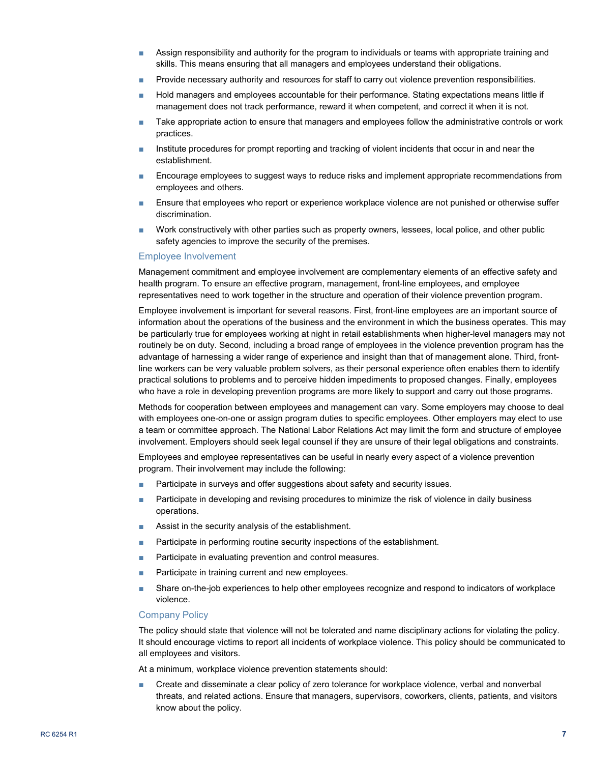- Assign responsibility and authority for the program to individuals or teams with appropriate training and skills. This means ensuring that all managers and employees understand their obligations.
- Provide necessary authority and resources for staff to carry out violence prevention responsibilities.
- Hold managers and employees accountable for their performance. Stating expectations means little if management does not track performance, reward it when competent, and correct it when it is not.
- Take appropriate action to ensure that managers and employees follow the administrative controls or work practices.
- Institute procedures for prompt reporting and tracking of violent incidents that occur in and near the establishment.
- Encourage employees to suggest ways to reduce risks and implement appropriate recommendations from employees and others.
- Ensure that employees who report or experience workplace violence are not punished or otherwise suffer discrimination.
- Work constructively with other parties such as property owners, lessees, local police, and other public safety agencies to improve the security of the premises.

### Employee Involvement

Management commitment and employee involvement are complementary elements of an effective safety and health program. To ensure an effective program, management, front-line employees, and employee representatives need to work together in the structure and operation of their violence prevention program.

Employee involvement is important for several reasons. First, front-line employees are an important source of information about the operations of the business and the environment in which the business operates. This may be particularly true for employees working at night in retail establishments when higher-level managers may not routinely be on duty. Second, including a broad range of employees in the violence prevention program has the advantage of harnessing a wider range of experience and insight than that of management alone. Third, front-line workers can be very valuable problem solvers, as their personal experience often enables them to identify practical solutions to problems and to perceive hidden impediments to proposed changes. Finally, employees who have a role in developing prevention programs are more likely to support and carry out those programs.

Methods for cooperation between employees and management can vary. Some employers may choose to deal with employees one-on-one or assign program duties to specific employees. Other employers may elect to use a team or committee approach. The National Labor Relations Act may limit the form and structure of employee involvement. Employers should seek legal counsel if they are unsure of their legal obligations and constraints.

Employees and employee representatives can be useful in nearly every aspect of a violence prevention program. Their involvement may include the following:

- Participate in surveys and offer suggestions about safety and security issues.
- Participate in developing and revising procedures to minimize the risk of violence in daily business operations.
- Assist in the security analysis of the establishment.
- Participate in performing routine security inspections of the establishment.
- Participate in evaluating prevention and control measures.
- Participate in training current and new employees.
- Share on-the-job experiences to help other employees recognize and respond to indicators of workplace violence.

### Company Policy

The policy should state that violence will not be tolerated and name disciplinary actions for violating the policy. It should encourage victims to report all incidents of workplace violence. This policy should be communicated to all employees and visitors.

At a minimum, workplace violence prevention statements should:

- Create and disseminate a clear policy of zero tolerance for workplace violence, verbal and nonverbal threats, and related actions. Ensure that managers, supervisors, coworkers, clients, patients, and visitors know about the policy.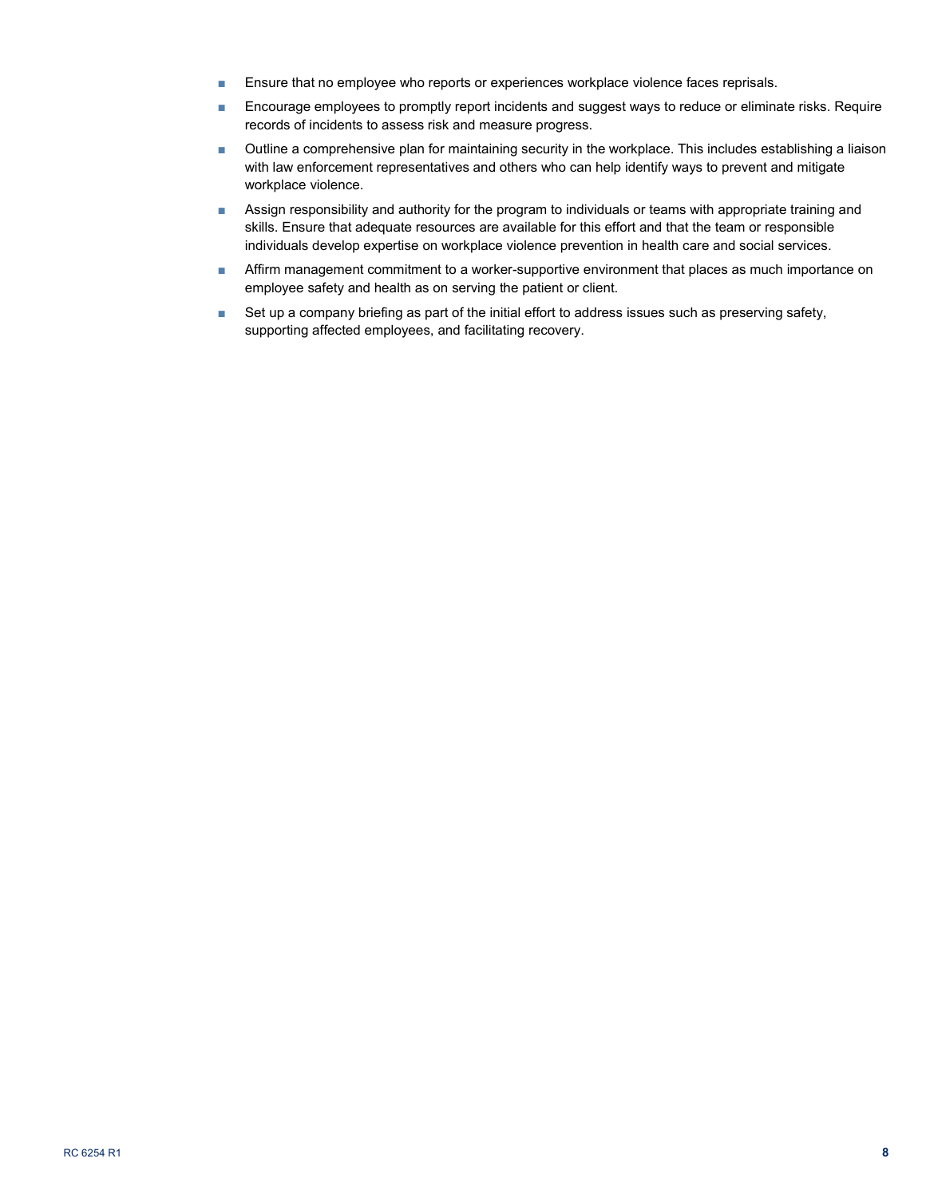- Ensure that no employee who reports or experiences workplace violence faces reprisals.
- Encourage employees to promptly report incidents and suggest ways to reduce or eliminate risks. Require records of incidents to assess risk and measure progress.
- Outline a comprehensive plan for maintaining security in the workplace. This includes establishing a liaison with law enforcement representatives and others who can help identify ways to prevent and mitigate workplace violence.
- Assign responsibility and authority for the program to individuals or teams with appropriate training and skills. Ensure that adequate resources are available for this effort and that the team or responsible individuals develop expertise on workplace violence prevention in health care and social services.
- Affirm management commitment to a worker-supportive environment that places as much importance on employee safety and health as on serving the patient or client.
- Set up a company briefing as part of the initial effort to address issues such as preserving safety, supporting affected employees, and facilitating recovery.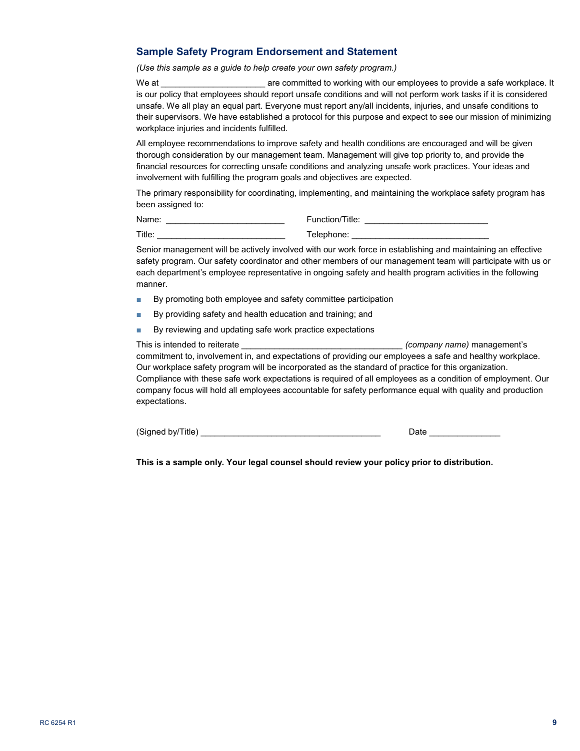## Sample Safety Program Endorsement and Statement

*(Use this sample as a guide to help create your own safety program.)*

We at ______________________ are committed to working with our employees to provide a safe workplace. It is our policy that employees should report unsafe conditions and will not perform work tasks if it is considered unsafe. We all play an equal part. Everyone must report any/all incidents, injuries, and unsafe conditions to their supervisors. We have established a protocol for this purpose and expect to see our mission of minimizing workplace injuries and incidents fulfilled.

All employee recommendations to improve safety and health conditions are encouraged and will be given thorough consideration by our management team. Management will give top priority to, and provide the financial resources for correcting unsafe conditions and analyzing unsafe work practices. Your ideas and involvement with fulfilling the program goals and objectives are expected.

The primary responsibility for coordinating, implementing, and maintaining the workplace safety program has been assigned to:

Name: _________________________ Function/Title: __________________________

Title: ____________________________ Telephone: _____________________________

Senior management will be actively involved with our work force in establishing and maintaining an effective safety program. Our safety coordinator and other members of our management team will participate with us or each department's employee representative in ongoing safety and health program activities in the following manner.

- By promoting both employee and safety committee participation
- By providing safety and health education and training; and
- By reviewing and updating safe work practice expectations

This is intended to reiterate __________________________________ *(company name)* management's commitment to, involvement in, and expectations of providing our employees a safe and healthy workplace. Our workplace safety program will be incorporated as the standard of practice for this organization. Compliance with these safe work expectations is required of all employees as a condition of employment. Our company focus will hold all employees accountable for safety performance equal with quality and production expectations.

(Signed by/Title) ______________________________________ Date _______________

**This is a sample only. Your legal counsel should review your policy prior to distribution.**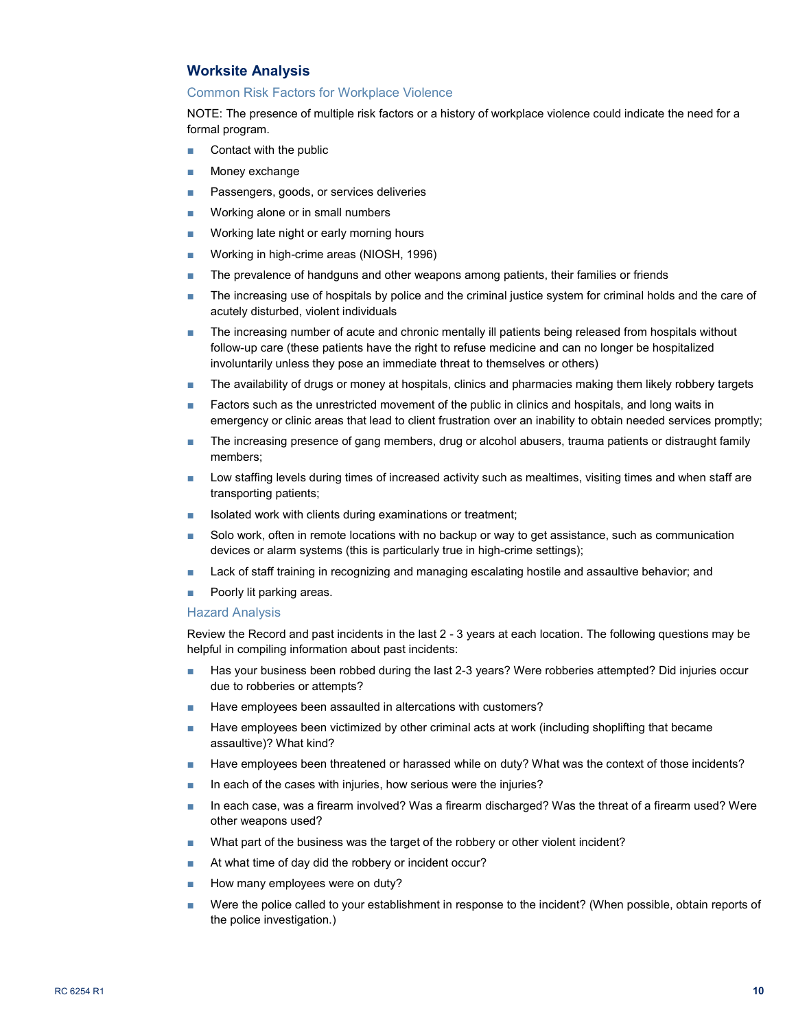## Worksite Analysis

### Common Risk Factors for Workplace Violence

NOTE: The presence of multiple risk factors or a history of workplace violence could indicate the need for a formal program.

- Contact with the public
- Money exchange
- Passengers, goods, or services deliveries
- Working alone or in small numbers
- Working late night or early morning hours
- Working in high-crime areas (NIOSH, 1996)
- The prevalence of handguns and other weapons among patients, their families or friends
- The increasing use of hospitals by police and the criminal justice system for criminal holds and the care of acutely disturbed, violent individuals
- The increasing number of acute and chronic mentally ill patients being released from hospitals without follow-up care (these patients have the right to refuse medicine and can no longer be hospitalized involuntarily unless they pose an immediate threat to themselves or others)
- The availability of drugs or money at hospitals, clinics and pharmacies making them likely robbery targets
- Factors such as the unrestricted movement of the public in clinics and hospitals, and long waits in emergency or clinic areas that lead to client frustration over an inability to obtain needed services promptly;
- The increasing presence of gang members, drug or alcohol abusers, trauma patients or distraught family members;
- Low staffing levels during times of increased activity such as mealtimes, visiting times and when staff are transporting patients;
- Isolated work with clients during examinations or treatment;
- Solo work, often in remote locations with no backup or way to get assistance, such as communication devices or alarm systems (this is particularly true in high-crime settings);
- Lack of staff training in recognizing and managing escalating hostile and assaultive behavior; and
- Poorly lit parking areas.

### Hazard Analysis

Review the Record and past incidents in the last 2 - 3 years at each location. The following questions may be helpful in compiling information about past incidents:

- Has your business been robbed during the last 2-3 years? Were robberies attempted? Did injuries occur due to robberies or attempts?
- Have employees been assaulted in altercations with customers?
- Have employees been victimized by other criminal acts at work (including shoplifting that became assaultive)? What kind?
- Have employees been threatened or harassed while on duty? What was the context of those incidents?
- In each of the cases with injuries, how serious were the injuries?
- In each case, was a firearm involved? Was a firearm discharged? Was the threat of a firearm used? Were other weapons used?
- What part of the business was the target of the robbery or other violent incident?
- At what time of day did the robbery or incident occur?
- How many employees were on duty?
- Were the police called to your establishment in response to the incident? (When possible, obtain reports of the police investigation.)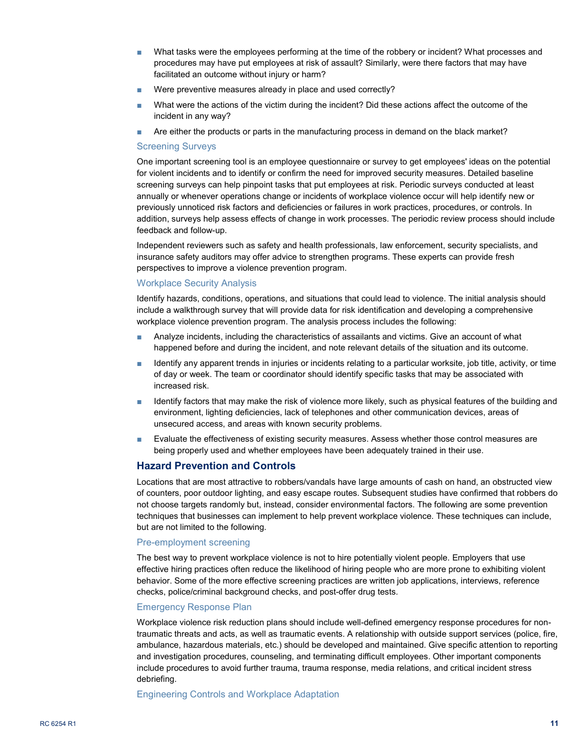- What tasks were the employees performing at the time of the robbery or incident? What processes and procedures may have put employees at risk of assault? Similarly, were there factors that may have facilitated an outcome without injury or harm?
- Were preventive measures already in place and used correctly?
- What were the actions of the victim during the incident? Did these actions affect the outcome of the incident in any way?
- Are either the products or parts in the manufacturing process in demand on the black market?

### Screening Surveys

One important screening tool is an employee questionnaire or survey to get employees' ideas on the potential for violent incidents and to identify or confirm the need for improved security measures. Detailed baseline screening surveys can help pinpoint tasks that put employees at risk. Periodic surveys conducted at least annually or whenever operations change or incidents of workplace violence occur will help identify new or previously unnoticed risk factors and deficiencies or failures in work practices, procedures, or controls. In addition, surveys help assess effects of change in work processes. The periodic review process should include feedback and follow-up.

Independent reviewers such as safety and health professionals, law enforcement, security specialists, and insurance safety auditors may offer advice to strengthen programs. These experts can provide fresh perspectives to improve a violence prevention program.

### Workplace Security Analysis

Identify hazards, conditions, operations, and situations that could lead to violence. The initial analysis should include a walkthrough survey that will provide data for risk identification and developing a comprehensive workplace violence prevention program. The analysis process includes the following:

- Analyze incidents, including the characteristics of assailants and victims. Give an account of what happened before and during the incident, and note relevant details of the situation and its outcome.
- Identify any apparent trends in injuries or incidents relating to a particular worksite, job title, activity, or time of day or week. The team or coordinator should identify specific tasks that may be associated with increased risk.
- Identify factors that may make the risk of violence more likely, such as physical features of the building and environment, lighting deficiencies, lack of telephones and other communication devices, areas of unsecured access, and areas with known security problems.
- Evaluate the effectiveness of existing security measures. Assess whether those control measures are being properly used and whether employees have been adequately trained in their use.

## Hazard Prevention and Controls

Locations that are most attractive to robbers/vandals have large amounts of cash on hand, an obstructed view of counters, poor outdoor lighting, and easy escape routes. Subsequent studies have confirmed that robbers do not choose targets randomly but, instead, consider environmental factors. The following are some prevention techniques that businesses can implement to help prevent workplace violence. These techniques can include, but are not limited to the following.

### Pre-employment screening

The best way to prevent workplace violence is not to hire potentially violent people. Employers that use effective hiring practices often reduce the likelihood of hiring people who are more prone to exhibiting violent behavior. Some of the more effective screening practices are written job applications, interviews, reference checks, police/criminal background checks, and post-offer drug tests.

### Emergency Response Plan

Workplace violence risk reduction plans should include well-defined emergency response procedures for non-traumatic threats and acts, as well as traumatic events. A relationship with outside support services (police, fire, ambulance, hazardous materials, etc.) should be developed and maintained. Give specific attention to reporting and investigation procedures, counseling, and terminating difficult employees. Other important components include procedures to avoid further trauma, trauma response, media relations, and critical incident stress debriefing.

### Engineering Controls and Workplace Adaptation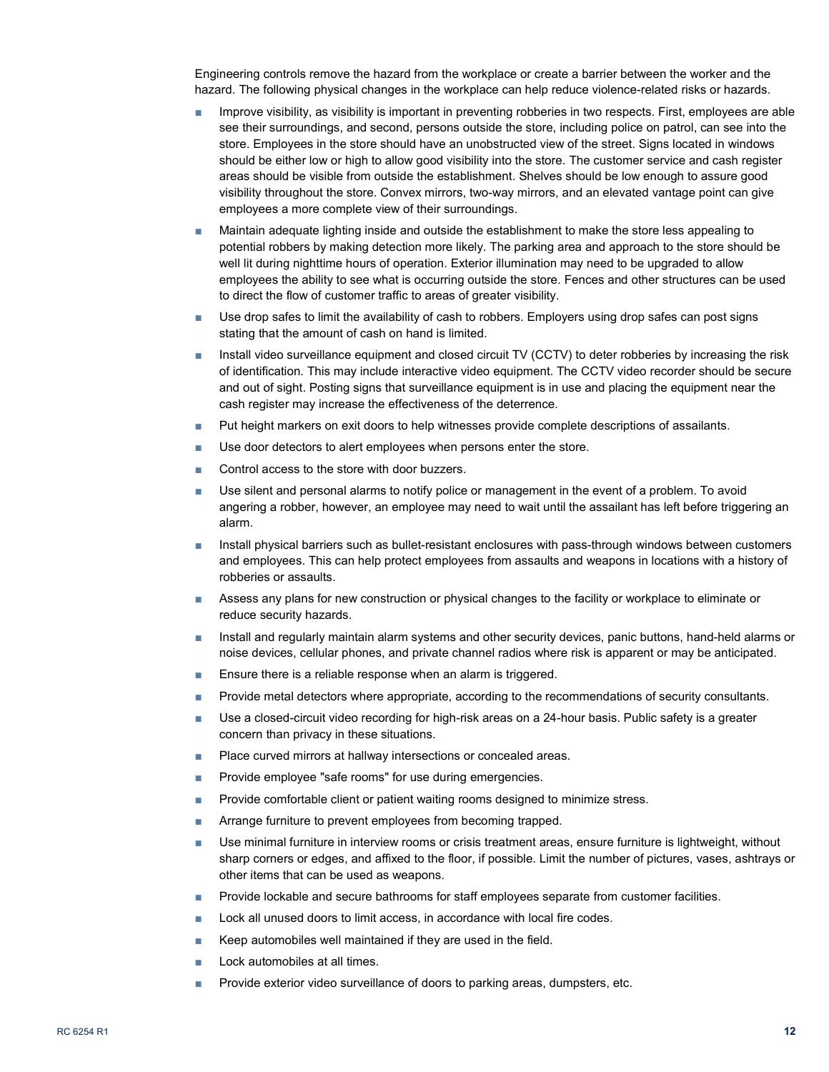Engineering controls remove the hazard from the workplace or create a barrier between the worker and the hazard. The following physical changes in the workplace can help reduce violence-related risks or hazards.

- Improve visibility, as visibility is important in preventing robberies in two respects. First, employees are able see their surroundings, and second, persons outside the store, including police on patrol, can see into the store. Employees in the store should have an unobstructed view of the street. Signs located in windows should be either low or high to allow good visibility into the store. The customer service and cash register areas should be visible from outside the establishment. Shelves should be low enough to assure good visibility throughout the store. Convex mirrors, two-way mirrors, and an elevated vantage point can give employees a more complete view of their surroundings.
- Maintain adequate lighting inside and outside the establishment to make the store less appealing to potential robbers by making detection more likely. The parking area and approach to the store should be well lit during nighttime hours of operation. Exterior illumination may need to be upgraded to allow employees the ability to see what is occurring outside the store. Fences and other structures can be used to direct the flow of customer traffic to areas of greater visibility.
- Use drop safes to limit the availability of cash to robbers. Employers using drop safes can post signs stating that the amount of cash on hand is limited.
- Install video surveillance equipment and closed circuit TV (CCTV) to deter robberies by increasing the risk of identification. This may include interactive video equipment. The CCTV video recorder should be secure and out of sight. Posting signs that surveillance equipment is in use and placing the equipment near the cash register may increase the effectiveness of the deterrence.
- Put height markers on exit doors to help witnesses provide complete descriptions of assailants.
- Use door detectors to alert employees when persons enter the store.
- Control access to the store with door buzzers.
- Use silent and personal alarms to notify police or management in the event of a problem. To avoid angering a robber, however, an employee may need to wait until the assailant has left before triggering an alarm.
- Install physical barriers such as bullet-resistant enclosures with pass-through windows between customers and employees. This can help protect employees from assaults and weapons in locations with a history of robberies or assaults.
- Assess any plans for new construction or physical changes to the facility or workplace to eliminate or reduce security hazards.
- Install and regularly maintain alarm systems and other security devices, panic buttons, hand-held alarms or noise devices, cellular phones, and private channel radios where risk is apparent or may be anticipated.
- Ensure there is a reliable response when an alarm is triggered.
- Provide metal detectors where appropriate, according to the recommendations of security consultants.
- Use a closed-circuit video recording for high-risk areas on a 24-hour basis. Public safety is a greater concern than privacy in these situations.
- Place curved mirrors at hallway intersections or concealed areas.
- Provide employee "safe rooms" for use during emergencies.
- Provide comfortable client or patient waiting rooms designed to minimize stress.
- Arrange furniture to prevent employees from becoming trapped.
- Use minimal furniture in interview rooms or crisis treatment areas, ensure furniture is lightweight, without sharp corners or edges, and affixed to the floor, if possible. Limit the number of pictures, vases, ashtrays or other items that can be used as weapons.
- Provide lockable and secure bathrooms for staff employees separate from customer facilities.
- Lock all unused doors to limit access, in accordance with local fire codes.
- Keep automobiles well maintained if they are used in the field.
- Lock automobiles at all times.
- Provide exterior video surveillance of doors to parking areas, dumpsters, etc.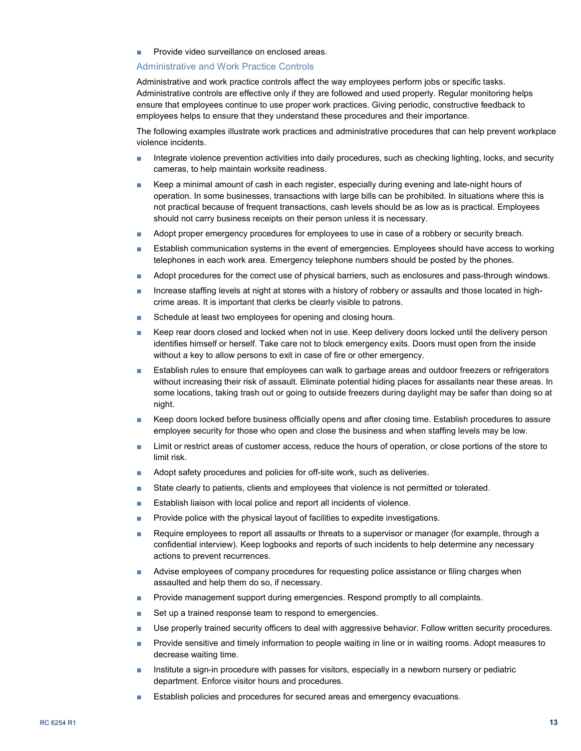- Provide video surveillance on enclosed areas.

### Administrative and Work Practice Controls

Administrative and work practice controls affect the way employees perform jobs or specific tasks. Administrative controls are effective only if they are followed and used properly. Regular monitoring helps ensure that employees continue to use proper work practices. Giving periodic, constructive feedback to employees helps to ensure that they understand these procedures and their importance.

The following examples illustrate work practices and administrative procedures that can help prevent workplace violence incidents.

- Integrate violence prevention activities into daily procedures, such as checking lighting, locks, and security cameras, to help maintain worksite readiness.
- Keep a minimal amount of cash in each register, especially during evening and late-night hours of operation. In some businesses, transactions with large bills can be prohibited. In situations where this is not practical because of frequent transactions, cash levels should be as low as is practical. Employees should not carry business receipts on their person unless it is necessary.
- Adopt proper emergency procedures for employees to use in case of a robbery or security breach.
- Establish communication systems in the event of emergencies. Employees should have access to working telephones in each work area. Emergency telephone numbers should be posted by the phones.
- Adopt procedures for the correct use of physical barriers, such as enclosures and pass-through windows.
- Increase staffing levels at night at stores with a history of robbery or assaults and those located in high-crime areas. It is important that clerks be clearly visible to patrons.
- Schedule at least two employees for opening and closing hours.
- Keep rear doors closed and locked when not in use. Keep delivery doors locked until the delivery person identifies himself or herself. Take care not to block emergency exits. Doors must open from the inside without a key to allow persons to exit in case of fire or other emergency.
- Establish rules to ensure that employees can walk to garbage areas and outdoor freezers or refrigerators without increasing their risk of assault. Eliminate potential hiding places for assailants near these areas. In some locations, taking trash out or going to outside freezers during daylight may be safer than doing so at night.
- Keep doors locked before business officially opens and after closing time. Establish procedures to assure employee security for those who open and close the business and when staffing levels may be low.
- Limit or restrict areas of customer access, reduce the hours of operation, or close portions of the store to limit risk.
- Adopt safety procedures and policies for off-site work, such as deliveries.
- State clearly to patients, clients and employees that violence is not permitted or tolerated.
- Establish liaison with local police and report all incidents of violence.
- Provide police with the physical layout of facilities to expedite investigations.
- Require employees to report all assaults or threats to a supervisor or manager (for example, through a confidential interview). Keep logbooks and reports of such incidents to help determine any necessary actions to prevent recurrences.
- Advise employees of company procedures for requesting police assistance or filing charges when assaulted and help them do so, if necessary.
- Provide management support during emergencies. Respond promptly to all complaints.
- Set up a trained response team to respond to emergencies.
- Use properly trained security officers to deal with aggressive behavior. Follow written security procedures.
- Provide sensitive and timely information to people waiting in line or in waiting rooms. Adopt measures to decrease waiting time.
- Institute a sign-in procedure with passes for visitors, especially in a newborn nursery or pediatric department. Enforce visitor hours and procedures.
- Establish policies and procedures for secured areas and emergency evacuations.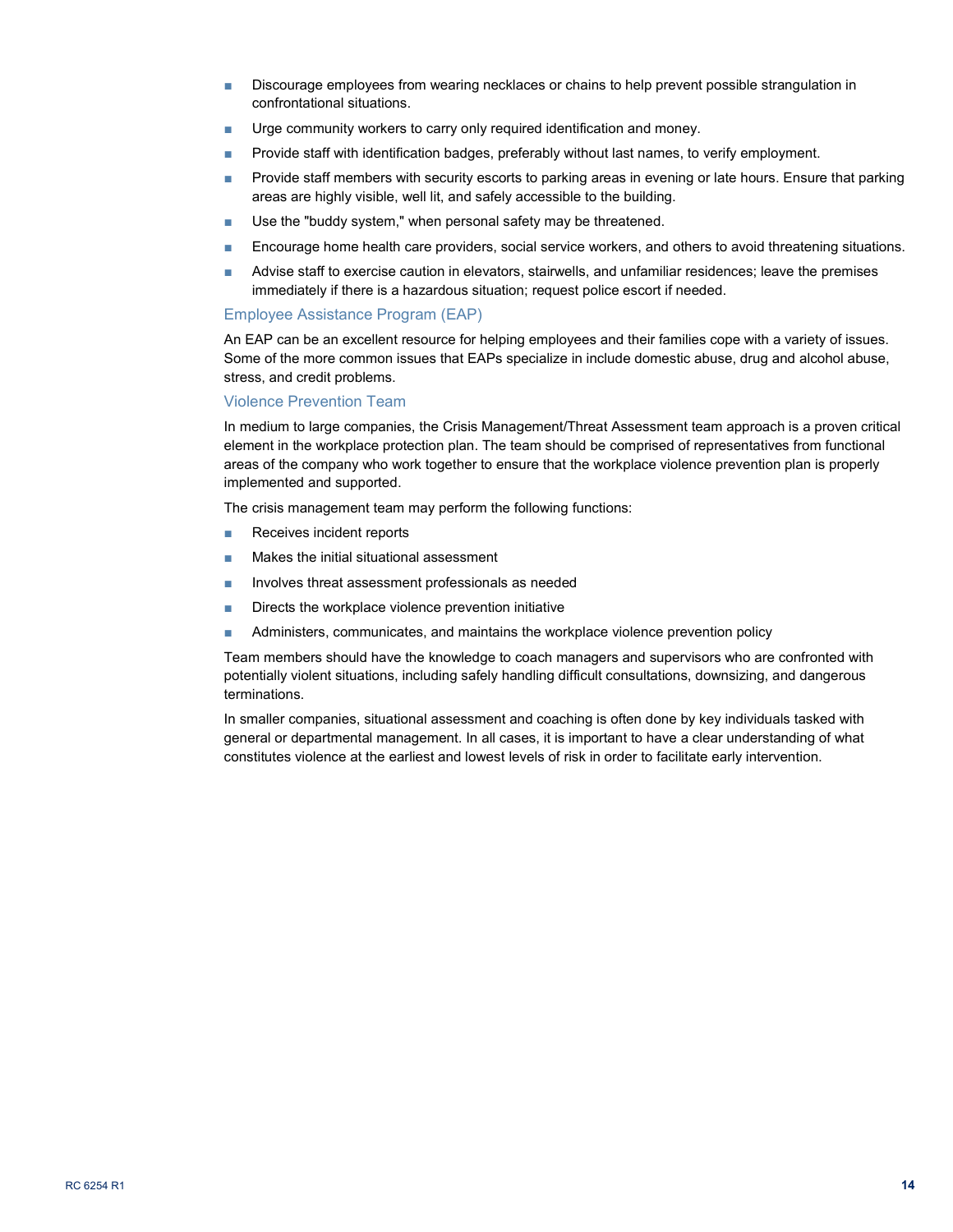- Discourage employees from wearing necklaces or chains to help prevent possible strangulation in confrontational situations.
- Urge community workers to carry only required identification and money.
- Provide staff with identification badges, preferably without last names, to verify employment.
- Provide staff members with security escorts to parking areas in evening or late hours. Ensure that parking areas are highly visible, well lit, and safely accessible to the building.
- Use the "buddy system," when personal safety may be threatened.
- Encourage home health care providers, social service workers, and others to avoid threatening situations.
- Advise staff to exercise caution in elevators, stairwells, and unfamiliar residences; leave the premises immediately if there is a hazardous situation; request police escort if needed.

### Employee Assistance Program (EAP)

An EAP can be an excellent resource for helping employees and their families cope with a variety of issues. Some of the more common issues that EAPs specialize in include domestic abuse, drug and alcohol abuse, stress, and credit problems.

### Violence Prevention Team

In medium to large companies, the Crisis Management/Threat Assessment team approach is a proven critical element in the workplace protection plan. The team should be comprised of representatives from functional areas of the company who work together to ensure that the workplace violence prevention plan is properly implemented and supported.

The crisis management team may perform the following functions:

- Receives incident reports
- Makes the initial situational assessment
- Involves threat assessment professionals as needed
- Directs the workplace violence prevention initiative
- Administers, communicates, and maintains the workplace violence prevention policy

Team members should have the knowledge to coach managers and supervisors who are confronted with potentially violent situations, including safely handling difficult consultations, downsizing, and dangerous terminations.

In smaller companies, situational assessment and coaching is often done by key individuals tasked with general or departmental management. In all cases, it is important to have a clear understanding of what constitutes violence at the earliest and lowest levels of risk in order to facilitate early intervention.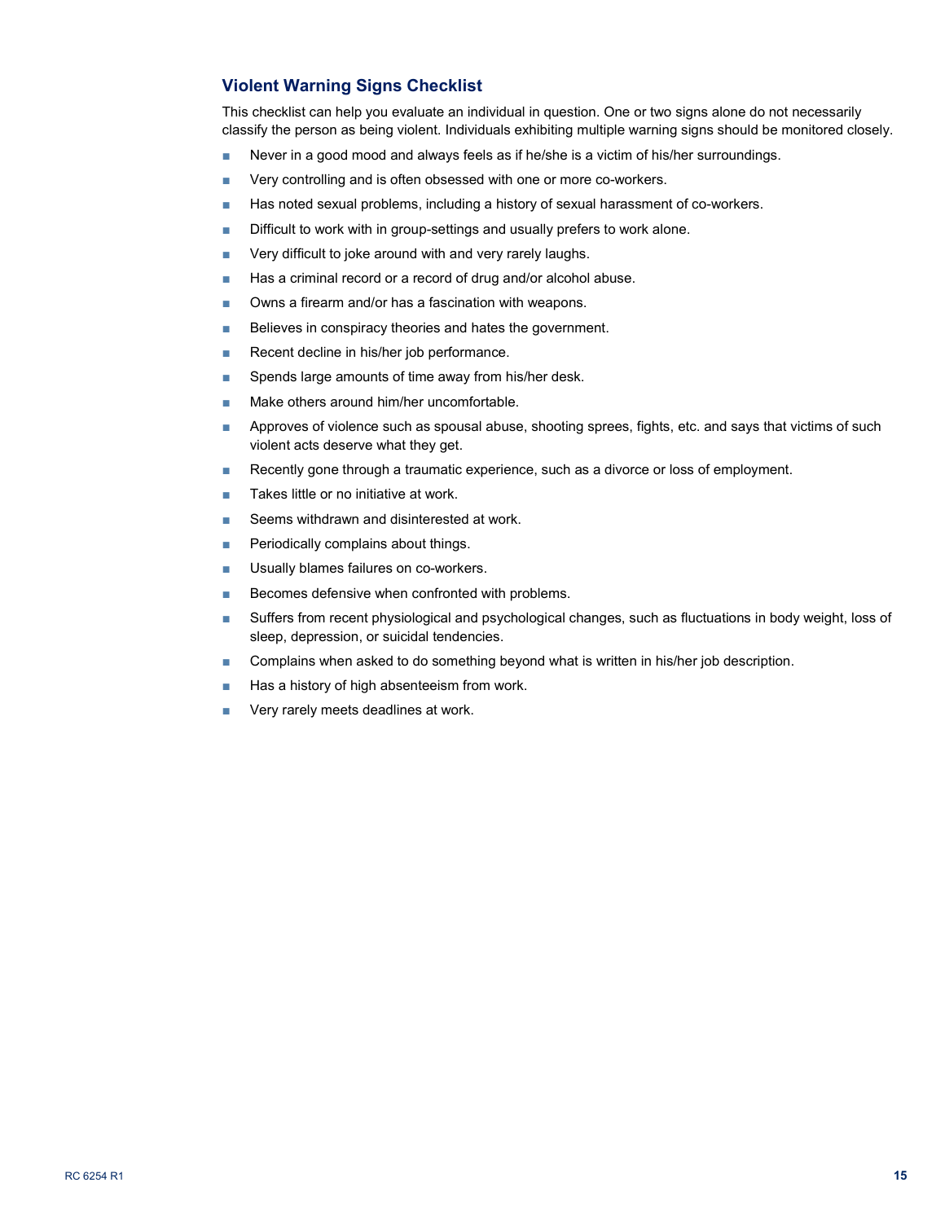## Violent Warning Signs Checklist

This checklist can help you evaluate an individual in question. One or two signs alone do not necessarily classify the person as being violent. Individuals exhibiting multiple warning signs should be monitored closely.

- Never in a good mood and always feels as if he/she is a victim of his/her surroundings.
- Very controlling and is often obsessed with one or more co-workers.
- Has noted sexual problems, including a history of sexual harassment of co-workers.
- Difficult to work with in group-settings and usually prefers to work alone.
- Very difficult to joke around with and very rarely laughs.
- Has a criminal record or a record of drug and/or alcohol abuse.
- Owns a firearm and/or has a fascination with weapons.
- Believes in conspiracy theories and hates the government.
- Recent decline in his/her job performance.
- Spends large amounts of time away from his/her desk.
- Make others around him/her uncomfortable.
- Approves of violence such as spousal abuse, shooting sprees, fights, etc. and says that victims of such violent acts deserve what they get.
- Recently gone through a traumatic experience, such as a divorce or loss of employment.
- Takes little or no initiative at work.
- Seems withdrawn and disinterested at work.
- Periodically complains about things.
- Usually blames failures on co-workers.
- Becomes defensive when confronted with problems.
- Suffers from recent physiological and psychological changes, such as fluctuations in body weight, loss of sleep, depression, or suicidal tendencies.
- Complains when asked to do something beyond what is written in his/her job description.
- Has a history of high absenteeism from work.
- Very rarely meets deadlines at work.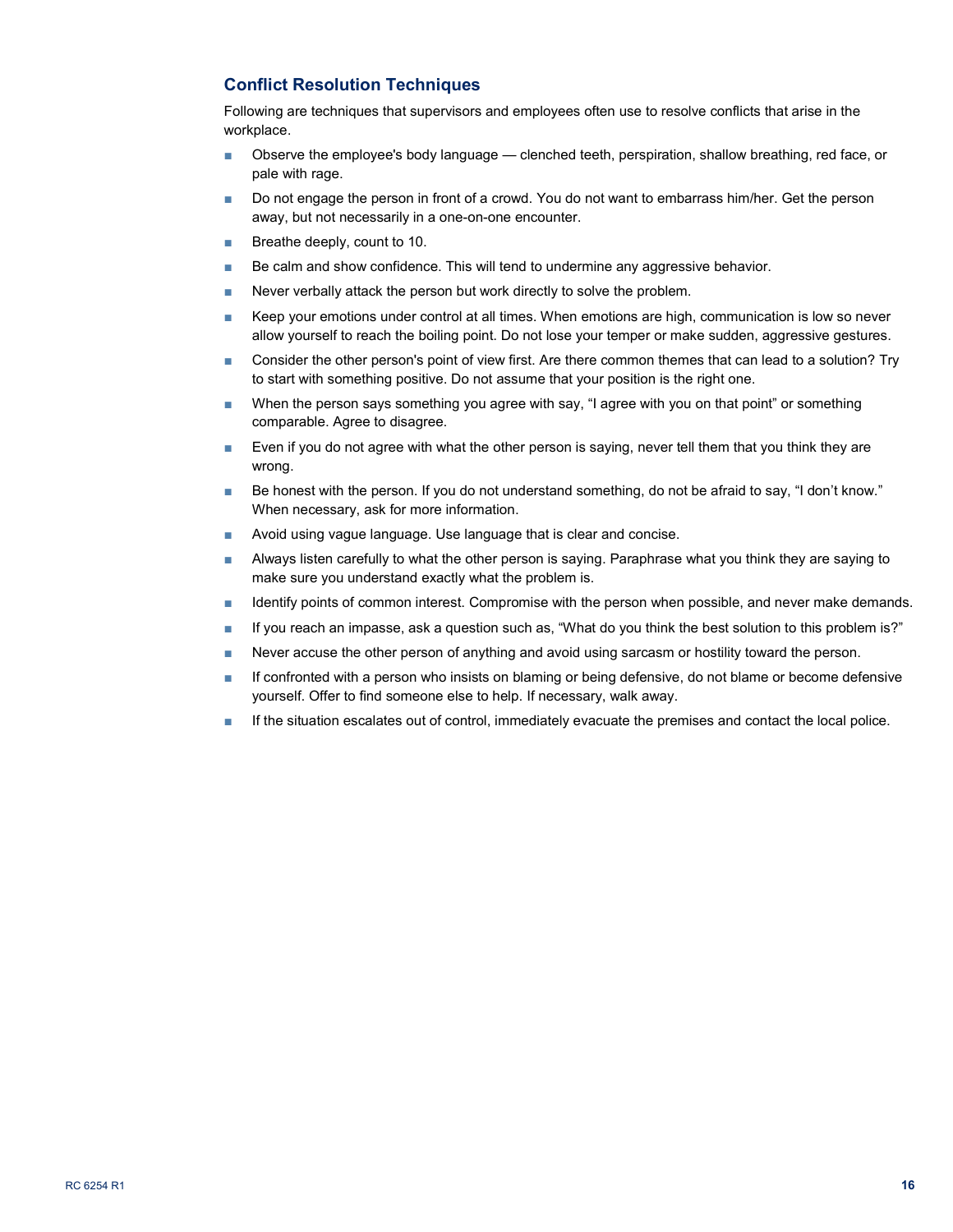## Conflict Resolution Techniques

Following are techniques that supervisors and employees often use to resolve conflicts that arise in the workplace.

- Observe the employee's body language — clenched teeth, perspiration, shallow breathing, red face, or pale with rage.
- Do not engage the person in front of a crowd. You do not want to embarrass him/her. Get the person away, but not necessarily in a one-on-one encounter.
- Breathe deeply, count to 10.
- Be calm and show confidence. This will tend to undermine any aggressive behavior.
- Never verbally attack the person but work directly to solve the problem.
- Keep your emotions under control at all times. When emotions are high, communication is low so never allow yourself to reach the boiling point. Do not lose your temper or make sudden, aggressive gestures.
- Consider the other person's point of view first. Are there common themes that can lead to a solution? Try to start with something positive. Do not assume that your position is the right one.
- When the person says something you agree with say, "I agree with you on that point" or something comparable. Agree to disagree.
- Even if you do not agree with what the other person is saying, never tell them that you think they are wrong.
- Be honest with the person. If you do not understand something, do not be afraid to say, "I don't know." When necessary, ask for more information.
- Avoid using vague language. Use language that is clear and concise.
- Always listen carefully to what the other person is saying. Paraphrase what you think they are saying to make sure you understand exactly what the problem is.
- Identify points of common interest. Compromise with the person when possible, and never make demands.
- If you reach an impasse, ask a question such as, "What do you think the best solution to this problem is?"
- Never accuse the other person of anything and avoid using sarcasm or hostility toward the person.
- If confronted with a person who insists on blaming or being defensive, do not blame or become defensive yourself. Offer to find someone else to help. If necessary, walk away.
- If the situation escalates out of control, immediately evacuate the premises and contact the local police.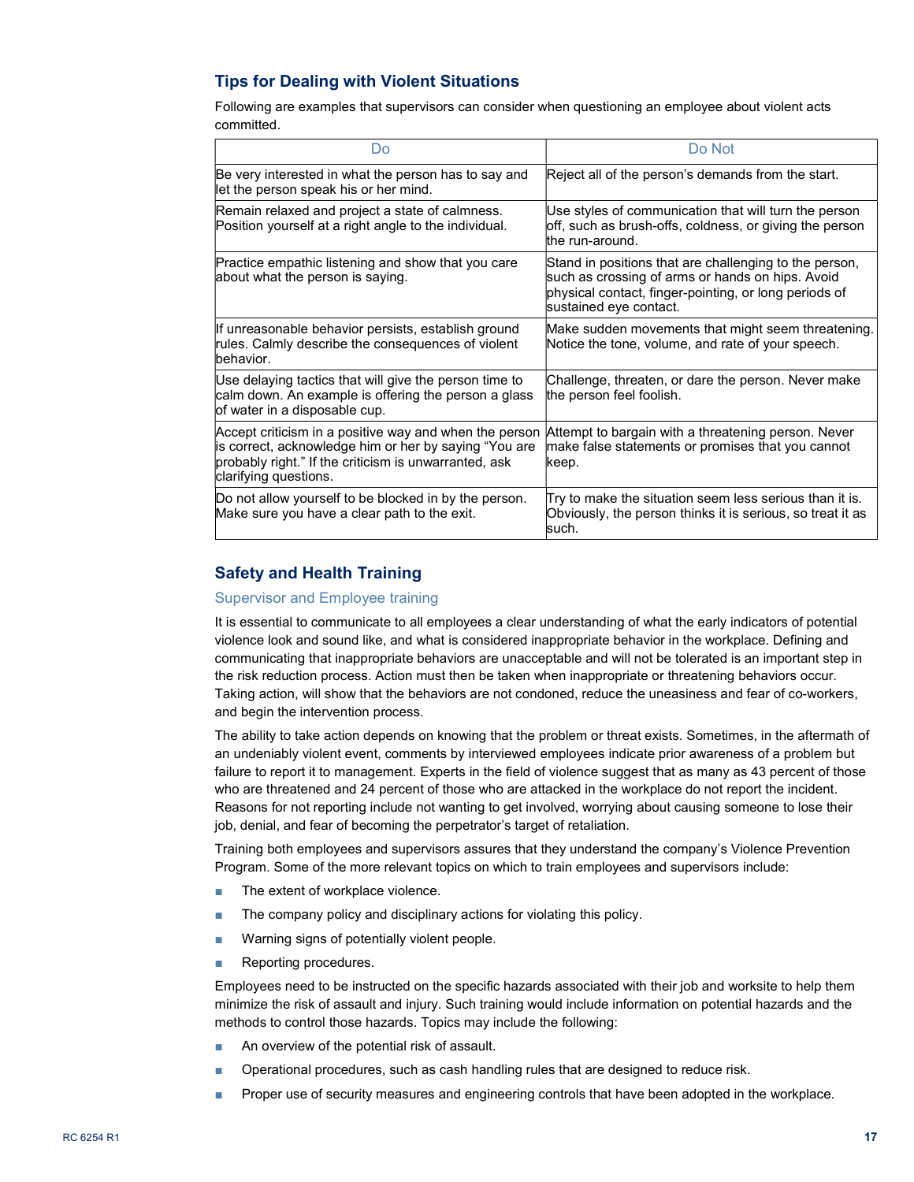## Tips for Dealing with Violent Situations

Following are examples that supervisors can consider when questioning an employee about violent acts committed.

| Do | Do Not |
|---|---|
| Be very interested in what the person has to say and let the person speak his or her mind. | Reject all of the person's demands from the start. |
| Remain relaxed and project a state of calmness. Position yourself at a right angle to the individual. | Use styles of communication that will turn the person off, such as brush-offs, coldness, or giving the person the run-around. |
| Practice empathic listening and show that you care about what the person is saying. | Stand in positions that are challenging to the person, such as crossing of arms or hands on hips. Avoid physical contact, finger-pointing, or long periods of sustained eye contact. |
| If unreasonable behavior persists, establish ground rules. Calmly describe the consequences of violent behavior. | Make sudden movements that might seem threatening. Notice the tone, volume, and rate of your speech. |
| Use delaying tactics that will give the person time to calm down. An example is offering the person a glass of water in a disposable cup. | Challenge, threaten, or dare the person. Never make the person feel foolish. |
| Accept criticism in a positive way and when the person is correct, acknowledge him or her by saying "You are probably right." If the criticism is unwarranted, ask clarifying questions. | Attempt to bargain with a threatening person. Never make false statements or promises that you cannot keep. |
| Do not allow yourself to be blocked in by the person. Make sure you have a clear path to the exit. | Try to make the situation seem less serious than it is. Obviously, the person thinks it is serious, so treat it as such. |

## Safety and Health Training

### Supervisor and Employee training

It is essential to communicate to all employees a clear understanding of what the early indicators of potential violence look and sound like, and what is considered inappropriate behavior in the workplace. Defining and communicating that inappropriate behaviors are unacceptable and will not be tolerated is an important step in the risk reduction process. Action must then be taken when inappropriate or threatening behaviors occur. Taking action, will show that the behaviors are not condoned, reduce the uneasiness and fear of co-workers, and begin the intervention process.

The ability to take action depends on knowing that the problem or threat exists. Sometimes, in the aftermath of an undeniably violent event, comments by interviewed employees indicate prior awareness of a problem but failure to report it to management. Experts in the field of violence suggest that as many as 43 percent of those who are threatened and 24 percent of those who are attacked in the workplace do not report the incident. Reasons for not reporting include not wanting to get involved, worrying about causing someone to lose their job, denial, and fear of becoming the perpetrator's target of retaliation.

Training both employees and supervisors assures that they understand the company's Violence Prevention Program. Some of the more relevant topics on which to train employees and supervisors include:

- The extent of workplace violence.
- The company policy and disciplinary actions for violating this policy.
- Warning signs of potentially violent people.
- Reporting procedures.

Employees need to be instructed on the specific hazards associated with their job and worksite to help them minimize the risk of assault and injury. Such training would include information on potential hazards and the methods to control those hazards. Topics may include the following:

- An overview of the potential risk of assault.
- Operational procedures, such as cash handling rules that are designed to reduce risk.
- Proper use of security measures and engineering controls that have been adopted in the workplace.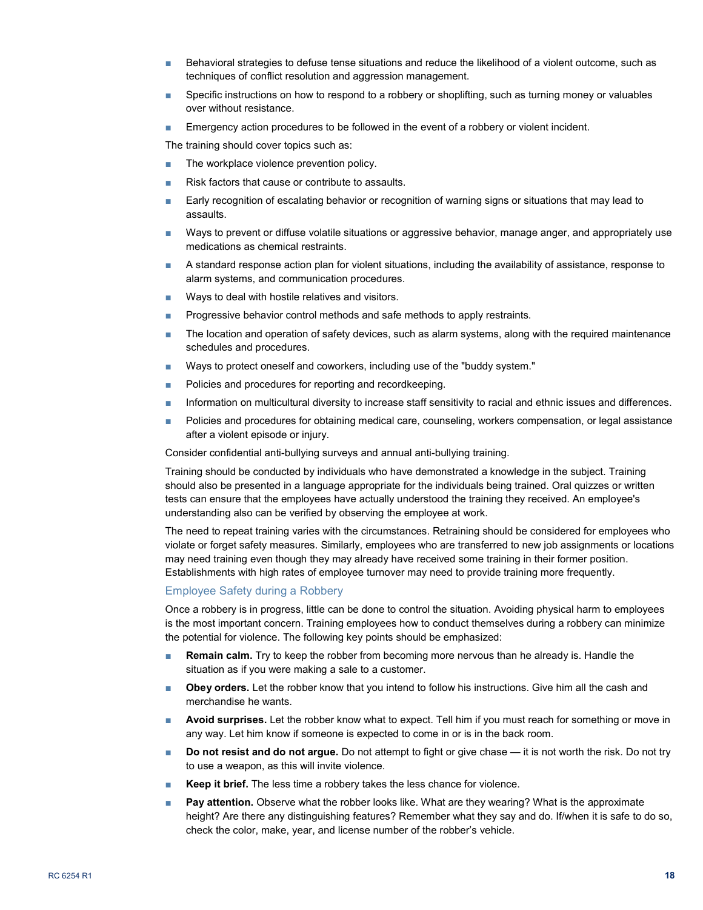- Behavioral strategies to defuse tense situations and reduce the likelihood of a violent outcome, such as techniques of conflict resolution and aggression management.
- Specific instructions on how to respond to a robbery or shoplifting, such as turning money or valuables over without resistance.
- Emergency action procedures to be followed in the event of a robbery or violent incident.

The training should cover topics such as:

- The workplace violence prevention policy.
- Risk factors that cause or contribute to assaults.
- Early recognition of escalating behavior or recognition of warning signs or situations that may lead to assaults.
- Ways to prevent or diffuse volatile situations or aggressive behavior, manage anger, and appropriately use medications as chemical restraints.
- A standard response action plan for violent situations, including the availability of assistance, response to alarm systems, and communication procedures.
- Ways to deal with hostile relatives and visitors.
- Progressive behavior control methods and safe methods to apply restraints.
- The location and operation of safety devices, such as alarm systems, along with the required maintenance schedules and procedures.
- Ways to protect oneself and coworkers, including use of the "buddy system."
- Policies and procedures for reporting and recordkeeping.
- Information on multicultural diversity to increase staff sensitivity to racial and ethnic issues and differences.
- Policies and procedures for obtaining medical care, counseling, workers compensation, or legal assistance after a violent episode or injury.

Consider confidential anti-bullying surveys and annual anti-bullying training.

Training should be conducted by individuals who have demonstrated a knowledge in the subject. Training should also be presented in a language appropriate for the individuals being trained. Oral quizzes or written tests can ensure that the employees have actually understood the training they received. An employee's understanding also can be verified by observing the employee at work.

The need to repeat training varies with the circumstances. Retraining should be considered for employees who violate or forget safety measures. Similarly, employees who are transferred to new job assignments or locations may need training even though they may already have received some training in their former position. Establishments with high rates of employee turnover may need to provide training more frequently.

### Employee Safety during a Robbery

Once a robbery is in progress, little can be done to control the situation. Avoiding physical harm to employees is the most important concern. Training employees how to conduct themselves during a robbery can minimize the potential for violence. The following key points should be emphasized:

- **Remain calm.** Try to keep the robber from becoming more nervous than he already is. Handle the situation as if you were making a sale to a customer.
- **Obey orders.** Let the robber know that you intend to follow his instructions. Give him all the cash and merchandise he wants.
- **Avoid surprises.** Let the robber know what to expect. Tell him if you must reach for something or move in any way. Let him know if someone is expected to come in or is in the back room.
- **Do not resist and do not argue.** Do not attempt to fight or give chase — it is not worth the risk. Do not try to use a weapon, as this will invite violence.
- **Keep it brief.** The less time a robbery takes the less chance for violence.
- **Pay attention.** Observe what the robber looks like. What are they wearing? What is the approximate height? Are there any distinguishing features? Remember what they say and do. If/when it is safe to do so, check the color, make, year, and license number of the robber's vehicle.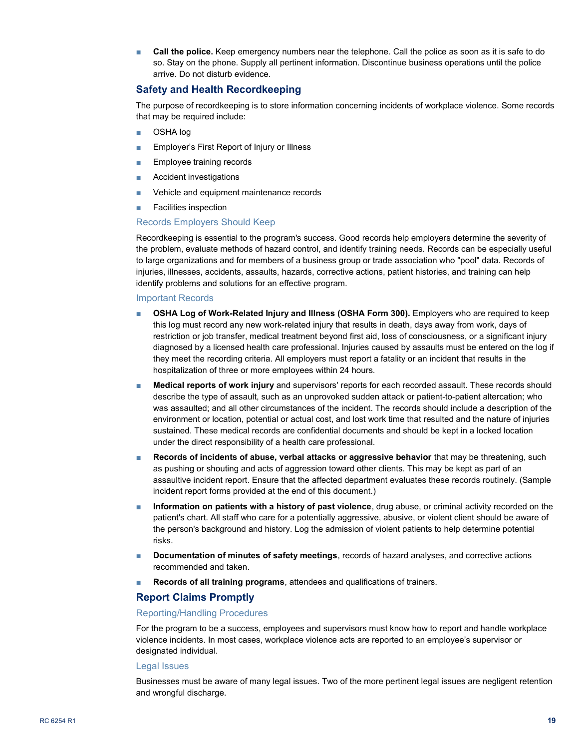- **Call the police.** Keep emergency numbers near the telephone. Call the police as soon as it is safe to do so. Stay on the phone. Supply all pertinent information. Discontinue business operations until the police arrive. Do not disturb evidence.

## Safety and Health Recordkeeping

The purpose of recordkeeping is to store information concerning incidents of workplace violence. Some records that may be required include:

- OSHA log
- Employer's First Report of Injury or Illness
- Employee training records
- Accident investigations
- Vehicle and equipment maintenance records
- Facilities inspection

### Records Employers Should Keep

Recordkeeping is essential to the program's success. Good records help employers determine the severity of the problem, evaluate methods of hazard control, and identify training needs. Records can be especially useful to large organizations and for members of a business group or trade association who "pool" data. Records of injuries, illnesses, accidents, assaults, hazards, corrective actions, patient histories, and training can help identify problems and solutions for an effective program.

### Important Records

- **OSHA Log of Work-Related Injury and Illness (OSHA Form 300).** Employers who are required to keep this log must record any new work-related injury that results in death, days away from work, days of restriction or job transfer, medical treatment beyond first aid, loss of consciousness, or a significant injury diagnosed by a licensed health care professional. Injuries caused by assaults must be entered on the log if they meet the recording criteria. All employers must report a fatality or an incident that results in the hospitalization of three or more employees within 24 hours.
- **Medical reports of work injury** and supervisors' reports for each recorded assault. These records should describe the type of assault, such as an unprovoked sudden attack or patient-to-patient altercation; who was assaulted; and all other circumstances of the incident. The records should include a description of the environment or location, potential or actual cost, and lost work time that resulted and the nature of injuries sustained. These medical records are confidential documents and should be kept in a locked location under the direct responsibility of a health care professional.
- **Records of incidents of abuse, verbal attacks or aggressive behavior** that may be threatening, such as pushing or shouting and acts of aggression toward other clients. This may be kept as part of an assaultive incident report. Ensure that the affected department evaluates these records routinely. (Sample incident report forms provided at the end of this document.)
- **Information on patients with a history of past violence**, drug abuse, or criminal activity recorded on the patient's chart. All staff who care for a potentially aggressive, abusive, or violent client should be aware of the person's background and history. Log the admission of violent patients to help determine potential risks.
- **Documentation of minutes of safety meetings**, records of hazard analyses, and corrective actions recommended and taken.
- **Records of all training programs**, attendees and qualifications of trainers.

## Report Claims Promptly

### Reporting/Handling Procedures

For the program to be a success, employees and supervisors must know how to report and handle workplace violence incidents. In most cases, workplace violence acts are reported to an employee's supervisor or designated individual.

### Legal Issues

Businesses must be aware of many legal issues. Two of the more pertinent legal issues are negligent retention and wrongful discharge.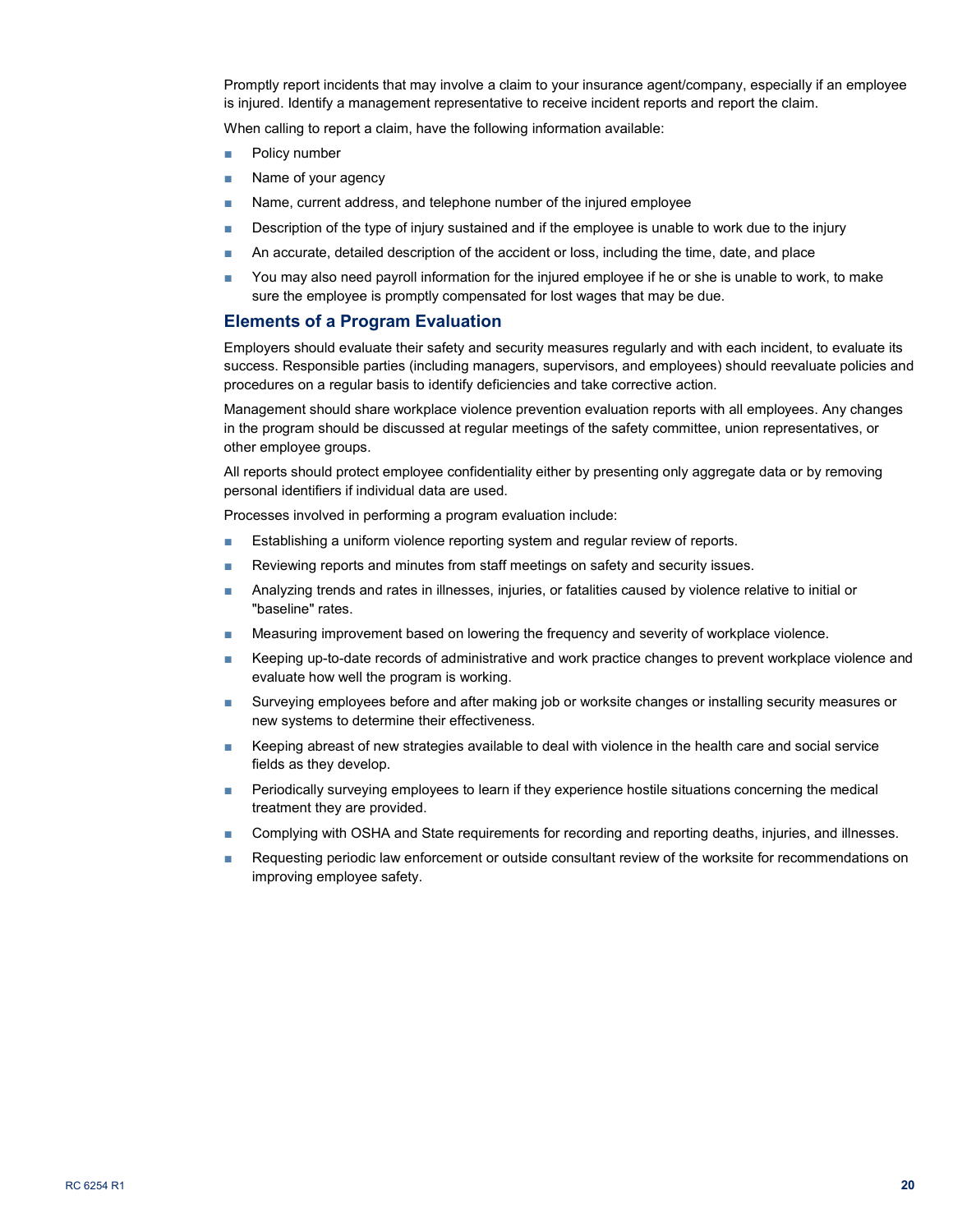Promptly report incidents that may involve a claim to your insurance agent/company, especially if an employee is injured. Identify a management representative to receive incident reports and report the claim.

When calling to report a claim, have the following information available:

- Policy number
- Name of your agency
- Name, current address, and telephone number of the injured employee
- Description of the type of injury sustained and if the employee is unable to work due to the injury
- An accurate, detailed description of the accident or loss, including the time, date, and place
- You may also need payroll information for the injured employee if he or she is unable to work, to make sure the employee is promptly compensated for lost wages that may be due.

## Elements of a Program Evaluation

Employers should evaluate their safety and security measures regularly and with each incident, to evaluate its success. Responsible parties (including managers, supervisors, and employees) should reevaluate policies and procedures on a regular basis to identify deficiencies and take corrective action.

Management should share workplace violence prevention evaluation reports with all employees. Any changes in the program should be discussed at regular meetings of the safety committee, union representatives, or other employee groups.

All reports should protect employee confidentiality either by presenting only aggregate data or by removing personal identifiers if individual data are used.

Processes involved in performing a program evaluation include:

- Establishing a uniform violence reporting system and regular review of reports.
- Reviewing reports and minutes from staff meetings on safety and security issues.
- Analyzing trends and rates in illnesses, injuries, or fatalities caused by violence relative to initial or "baseline" rates.
- Measuring improvement based on lowering the frequency and severity of workplace violence.
- Keeping up-to-date records of administrative and work practice changes to prevent workplace violence and evaluate how well the program is working.
- Surveying employees before and after making job or worksite changes or installing security measures or new systems to determine their effectiveness.
- Keeping abreast of new strategies available to deal with violence in the health care and social service fields as they develop.
- Periodically surveying employees to learn if they experience hostile situations concerning the medical treatment they are provided.
- Complying with OSHA and State requirements for recording and reporting deaths, injuries, and illnesses.
- Requesting periodic law enforcement or outside consultant review of the worksite for recommendations on improving employee safety.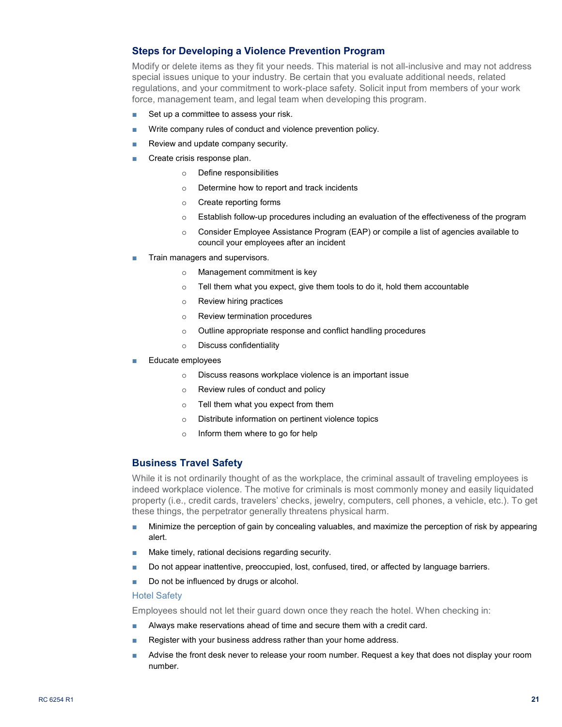## Steps for Developing a Violence Prevention Program

Modify or delete items as they fit your needs. This material is not all-inclusive and may not address special issues unique to your industry. Be certain that you evaluate additional needs, related regulations, and your commitment to work-place safety. Solicit input from members of your work force, management team, and legal team when developing this program.

- Set up a committee to assess your risk.
- Write company rules of conduct and violence prevention policy.
- Review and update company security.
- Create crisis response plan.
  - Define responsibilities
  - Determine how to report and track incidents
  - Create reporting forms
  - Establish follow-up procedures including an evaluation of the effectiveness of the program
  - Consider Employee Assistance Program (EAP) or compile a list of agencies available to council your employees after an incident
- Train managers and supervisors.
  - Management commitment is key
  - Tell them what you expect, give them tools to do it, hold them accountable
  - Review hiring practices
  - Review termination procedures
  - Outline appropriate response and conflict handling procedures
  - Discuss confidentiality
- Educate employees
  - Discuss reasons workplace violence is an important issue
  - Review rules of conduct and policy
  - Tell them what you expect from them
  - Distribute information on pertinent violence topics
  - Inform them where to go for help

## Business Travel Safety

While it is not ordinarily thought of as the workplace, the criminal assault of traveling employees is indeed workplace violence. The motive for criminals is most commonly money and easily liquidated property (i.e., credit cards, travelers' checks, jewelry, computers, cell phones, a vehicle, etc.). To get these things, the perpetrator generally threatens physical harm.

- Minimize the perception of gain by concealing valuables, and maximize the perception of risk by appearing alert.
- Make timely, rational decisions regarding security.
- Do not appear inattentive, preoccupied, lost, confused, tired, or affected by language barriers.
- Do not be influenced by drugs or alcohol.

### Hotel Safety

Employees should not let their guard down once they reach the hotel. When checking in:

- Always make reservations ahead of time and secure them with a credit card.
- Register with your business address rather than your home address.
- Advise the front desk never to release your room number. Request a key that does not display your room number.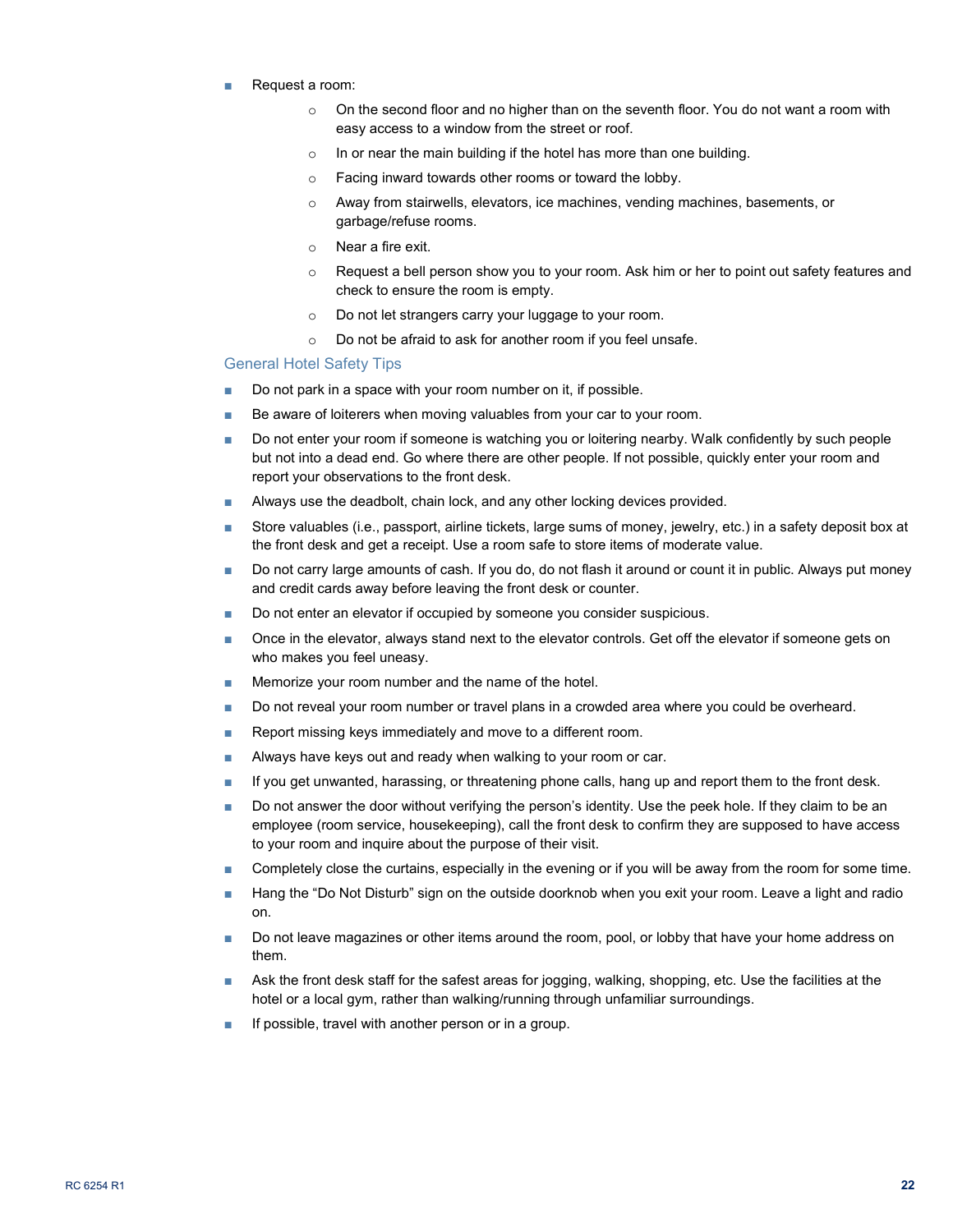- Request a room:
    - On the second floor and no higher than on the seventh floor. You do not want a room with easy access to a window from the street or roof.
    - In or near the main building if the hotel has more than one building.
    - Facing inward towards other rooms or toward the lobby.
    - Away from stairwells, elevators, ice machines, vending machines, basements, or garbage/refuse rooms.
    - Near a fire exit.
    - Request a bell person show you to your room. Ask him or her to point out safety features and check to ensure the room is empty.
    - Do not let strangers carry your luggage to your room.
    - Do not be afraid to ask for another room if you feel unsafe.

## General Hotel Safety Tips

- Do not park in a space with your room number on it, if possible.
- Be aware of loiterers when moving valuables from your car to your room.
- Do not enter your room if someone is watching you or loitering nearby. Walk confidently by such people but not into a dead end. Go where there are other people. If not possible, quickly enter your room and report your observations to the front desk.
- Always use the deadbolt, chain lock, and any other locking devices provided.
- Store valuables (i.e., passport, airline tickets, large sums of money, jewelry, etc.) in a safety deposit box at the front desk and get a receipt. Use a room safe to store items of moderate value.
- Do not carry large amounts of cash. If you do, do not flash it around or count it in public. Always put money and credit cards away before leaving the front desk or counter.
- Do not enter an elevator if occupied by someone you consider suspicious.
- Once in the elevator, always stand next to the elevator controls. Get off the elevator if someone gets on who makes you feel uneasy.
- Memorize your room number and the name of the hotel.
- Do not reveal your room number or travel plans in a crowded area where you could be overheard.
- Report missing keys immediately and move to a different room.
- Always have keys out and ready when walking to your room or car.
- If you get unwanted, harassing, or threatening phone calls, hang up and report them to the front desk.
- Do not answer the door without verifying the person's identity. Use the peek hole. If they claim to be an employee (room service, housekeeping), call the front desk to confirm they are supposed to have access to your room and inquire about the purpose of their visit.
- Completely close the curtains, especially in the evening or if you will be away from the room for some time.
- Hang the "Do Not Disturb" sign on the outside doorknob when you exit your room. Leave a light and radio on.
- Do not leave magazines or other items around the room, pool, or lobby that have your home address on them.
- Ask the front desk staff for the safest areas for jogging, walking, shopping, etc. Use the facilities at the hotel or a local gym, rather than walking/running through unfamiliar surroundings.
- If possible, travel with another person or in a group.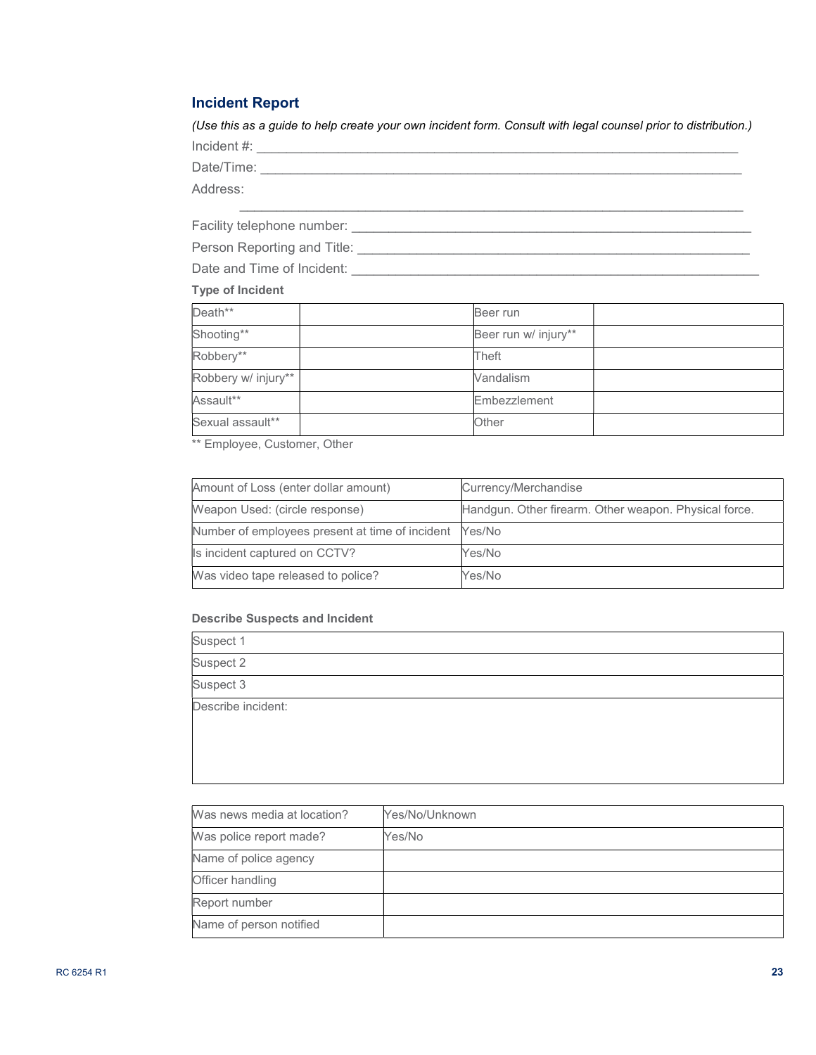## Incident Report

*(Use this as a guide to help create your own incident form. Consult with legal counsel prior to distribution.)*

Incident #: ___________________________________________________________________

Date/Time: ___________________________________________________________________

Address:

_______________________________________________________________________

Facility telephone number: _____________________________________________________

Person Reporting and Title: ____________________________________________________

Date and Time of Incident: _____________________________________________________

**Type of Incident**

| | | | |
|---|---|---|---|
| Death** | | Beer run | |
| Shooting** | | Beer run w/ injury** | |
| Robbery** | | Theft | |
| Robbery w/ injury** | | Vandalism | |
| Assault** | | Embezzlement | |
| Sexual assault** | | Other | |

** Employee, Customer, Other

| | |
|---|---|
| Amount of Loss (enter dollar amount) | Currency/Merchandise |
| Weapon Used: (circle response) | Handgun. Other firearm. Other weapon. Physical force. |
| Number of employees present at time of incident | Yes/No |
| Is incident captured on CCTV? | Yes/No |
| Was video tape released to police? | Yes/No |

**Describe Suspects and Incident**

| |
|---|
| Suspect 1 |
| Suspect 2 |
| Suspect 3 |
| Describe incident: |

| | |
|---|---|
| Was news media at location? | Yes/No/Unknown |
| Was police report made? | Yes/No |
| Name of police agency | |
| Officer handling | |
| Report number | |
| Name of person notified | |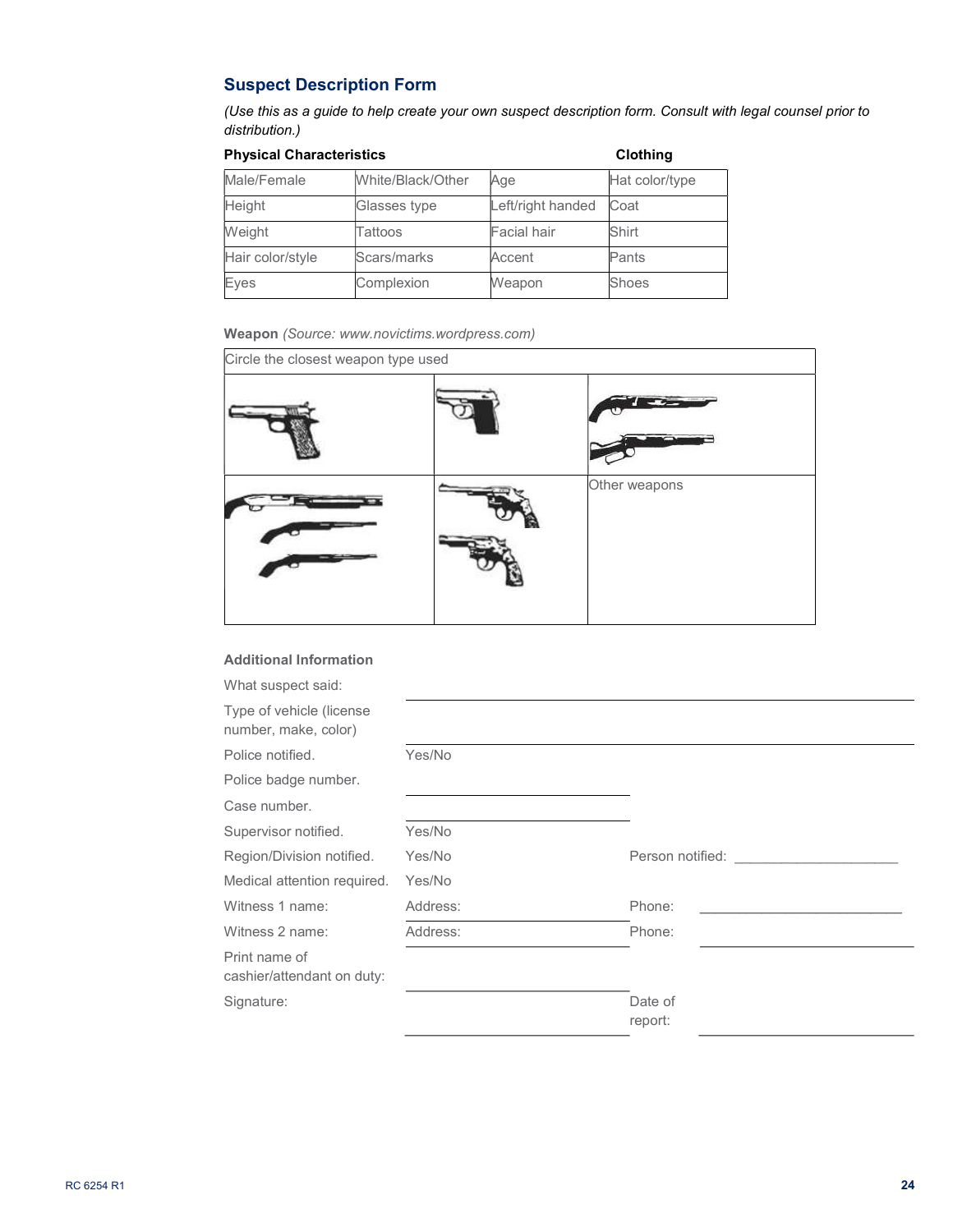## Suspect Description Form

*(Use this as a guide to help create your own suspect description form. Consult with legal counsel prior to distribution.)*

| **Physical Characteristics** | | | **Clothing** |
|---|---|---|---|
| Male/Female | White/Black/Other | Age | Hat color/type |
| Height | Glasses type | Left/right handed | Coat |
| Weight | Tattoos | Facial hair | Shirt |
| Hair color/style | Scars/marks | Accent | Pants |
| Eyes | Complexion | Weapon | Shoes |

**Weapon** *(Source: www.novictims.wordpress.com)*

| Circle the closest weapon type used | | |
|---|---|---|
| | | |
| | | Other weapons |

**Additional Information**

What suspect said: ______________________________

Type of vehicle (license number, make, color) ______________________________

Police notified. Yes/No

Police badge number. ______________________________

Case number. ______________________________

Supervisor notified. Yes/No

Region/Division notified. Yes/No Person notified: ______________________

Medical attention required. Yes/No

Witness 1 name: Address: ______________ Phone: ______________

Witness 2 name: Address: ______________ Phone: ______________

Print name of cashier/attendant on duty: ______________________________

Signature: ______________________________ Date of report: ______________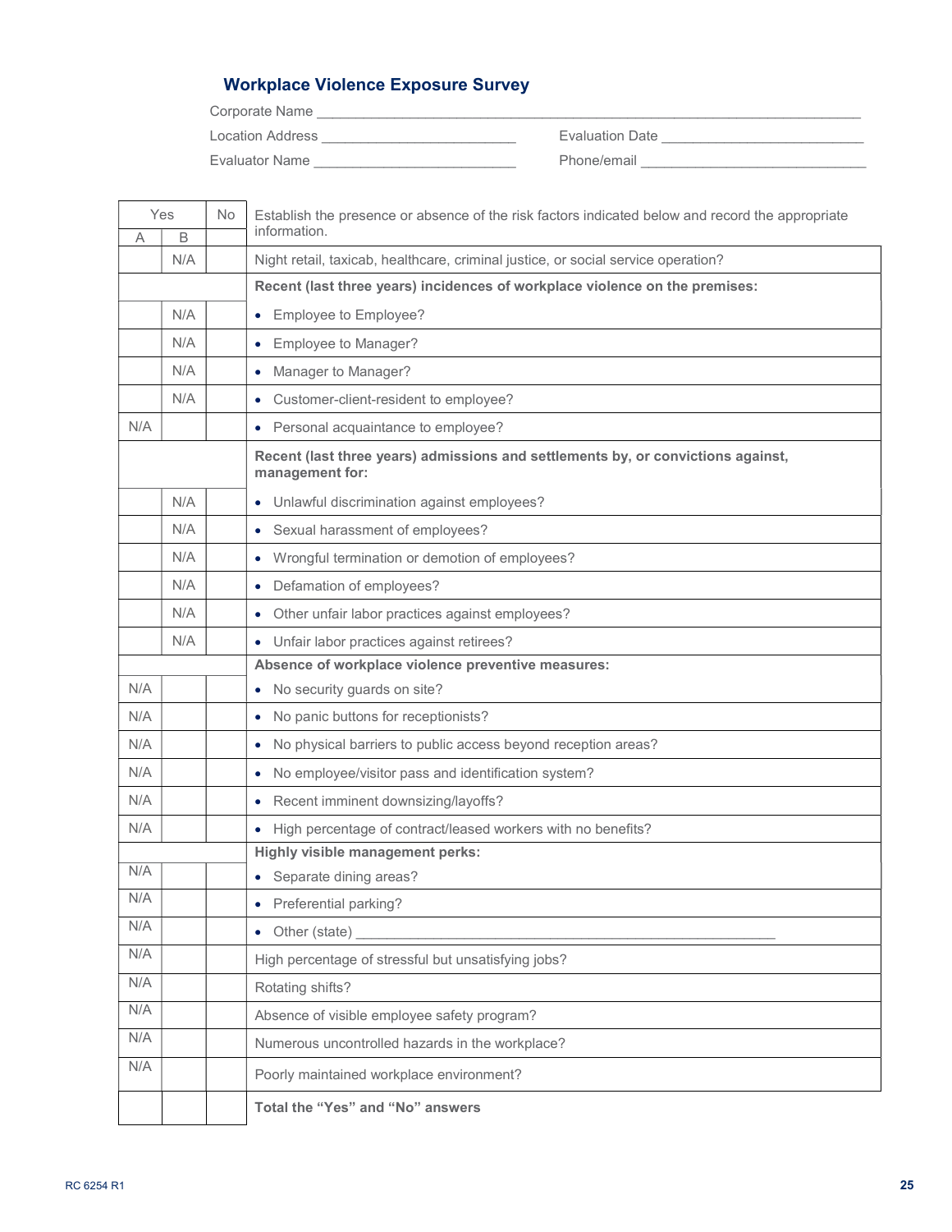## Workplace Violence Exposure Survey

Corporate Name ___________________________________________________________________

Location Address ________________________ Evaluation Date ________________________

Evaluator Name _________________________ Phone/email ____________________________

| Yes | | No | Establish the presence or absence of the risk factors indicated below and record the appropriate information. |
|---|---|---|---|
| A | B | | |
| | N/A | | Night retail, taxicab, healthcare, criminal justice, or social service operation? |
| | | | **Recent (last three years) incidences of workplace violence on the premises:** |
| | N/A | | • Employee to Employee? |
| | N/A | | • Employee to Manager? |
| | N/A | | • Manager to Manager? |
| | N/A | | • Customer-client-resident to employee? |
| N/A | | | • Personal acquaintance to employee? |
| | | | **Recent (last three years) admissions and settlements by, or convictions against, management for:** |
| | N/A | | • Unlawful discrimination against employees? |
| | N/A | | • Sexual harassment of employees? |
| | N/A | | • Wrongful termination or demotion of employees? |
| | N/A | | • Defamation of employees? |
| | N/A | | • Other unfair labor practices against employees? |
| | N/A | | • Unfair labor practices against retirees? |
| | | | **Absence of workplace violence preventive measures:** |
| N/A | | | • No security guards on site? |
| N/A | | | • No panic buttons for receptionists? |
| N/A | | | • No physical barriers to public access beyond reception areas? |
| N/A | | | • No employee/visitor pass and identification system? |
| N/A | | | • Recent imminent downsizing/layoffs? |
| N/A | | | • High percentage of contract/leased workers with no benefits? |
| | | | **Highly visible management perks:** |
| N/A | | | • Separate dining areas? |
| N/A | | | • Preferential parking? |
| N/A | | | • Other (state) ________________________________________________ |
| N/A | | | High percentage of stressful but unsatisfying jobs? |
| N/A | | | Rotating shifts? |
| N/A | | | Absence of visible employee safety program? |
| N/A | | | Numerous uncontrolled hazards in the workplace? |
| N/A | | | Poorly maintained workplace environment? |
| | | | **Total the "Yes" and "No" answers** |

RC 6254 R1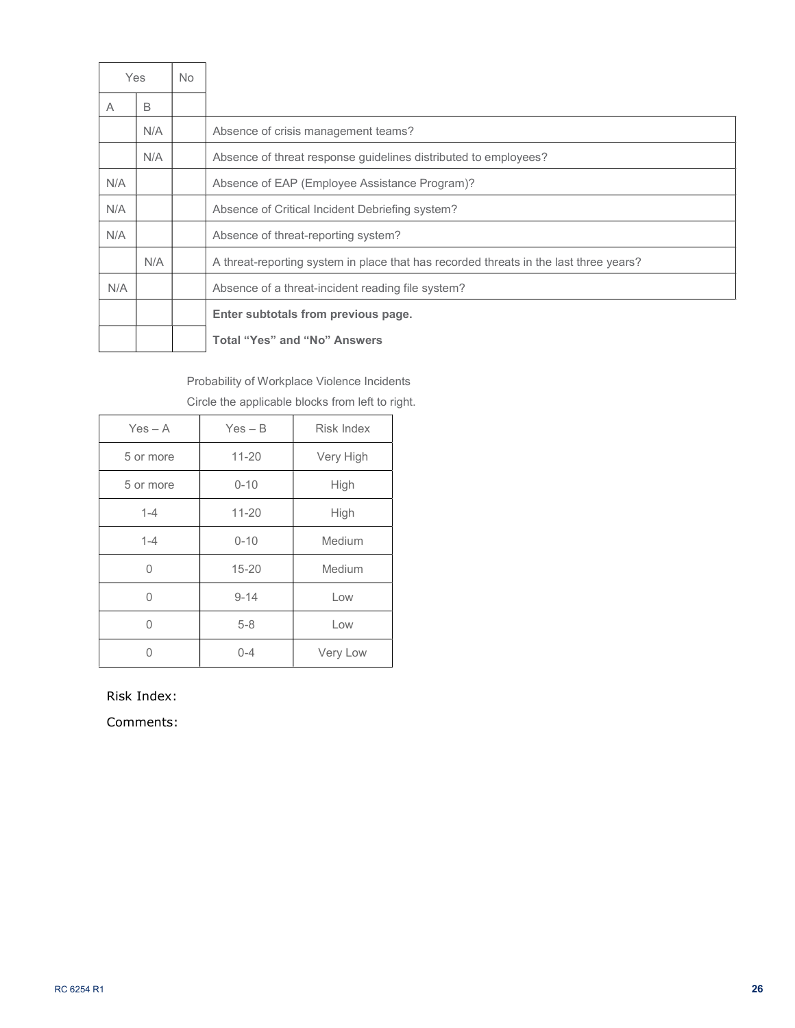| Yes | | No | |
|---|---|---|---|
| A | B | | |
| | N/A | | Absence of crisis management teams? |
| | N/A | | Absence of threat response guidelines distributed to employees? |
| N/A | | | Absence of EAP (Employee Assistance Program)? |
| N/A | | | Absence of Critical Incident Debriefing system? |
| N/A | | | Absence of threat-reporting system? |
| | N/A | | A threat-reporting system in place that has recorded threats in the last three years? |
| N/A | | | Absence of a threat-incident reading file system? |
| | | | **Enter subtotals from previous page.** |
| | | | **Total "Yes" and "No" Answers** |

Probability of Workplace Violence Incidents

Circle the applicable blocks from left to right.

| Yes – A | Yes – B | Risk Index |
|---|---|---|
| 5 or more | 11-20 | Very High |
| 5 or more | 0-10 | High |
| 1-4 | 11-20 | High |
| 1-4 | 0-10 | Medium |
| 0 | 15-20 | Medium |
| 0 | 9-14 | Low |
| 0 | 5-8 | Low |
| 0 | 0-4 | Very Low |

Risk Index:

Comments: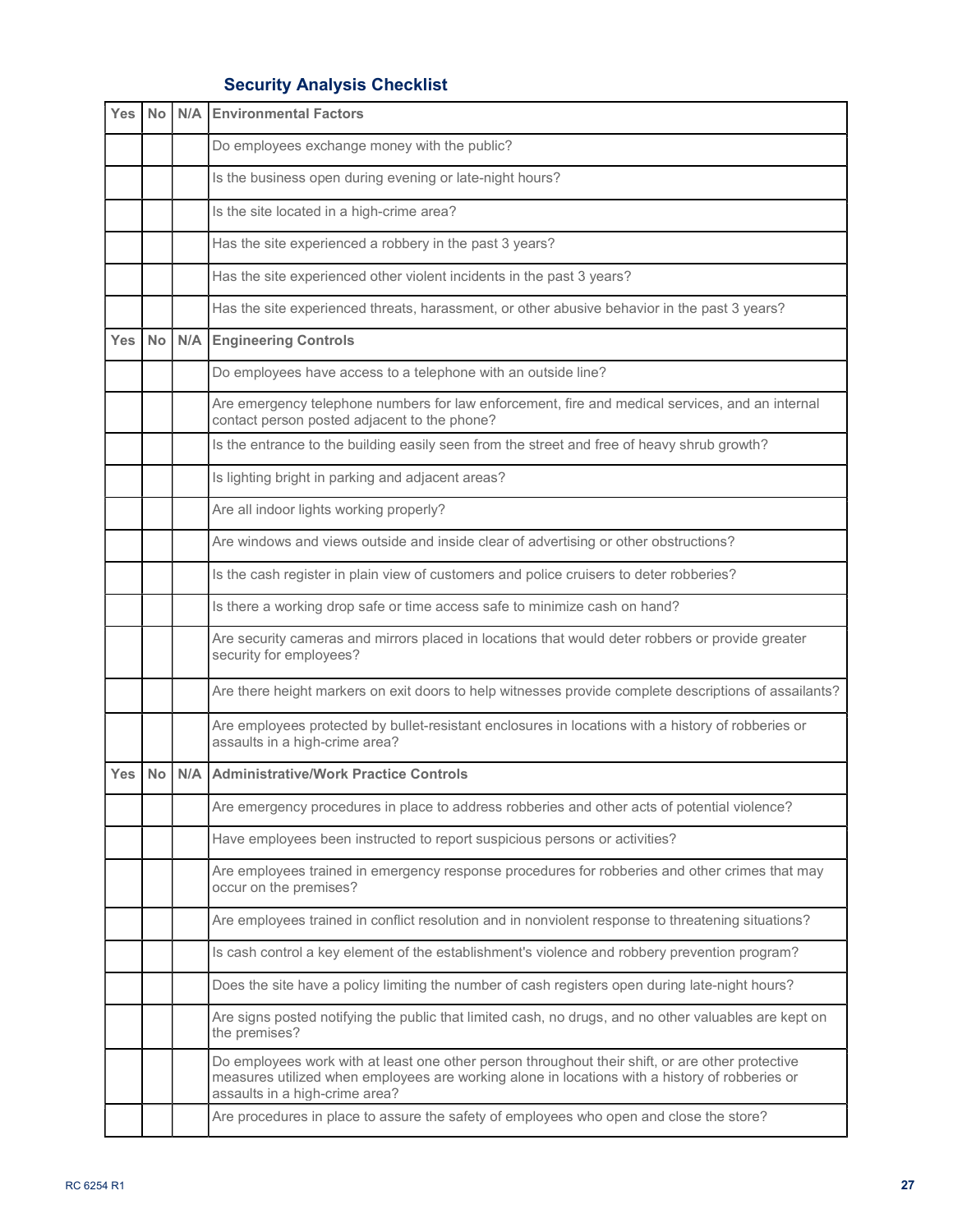## Security Analysis Checklist

| Yes | No | N/A | Environmental Factors |
|---|---|---|---|
| | | | Do employees exchange money with the public? |
| | | | Is the business open during evening or late-night hours? |
| | | | Is the site located in a high-crime area? |
| | | | Has the site experienced a robbery in the past 3 years? |
| | | | Has the site experienced other violent incidents in the past 3 years? |
| | | | Has the site experienced threats, harassment, or other abusive behavior in the past 3 years? |
| **Yes** | **No** | **N/A** | **Engineering Controls** |
| | | | Do employees have access to a telephone with an outside line? |
| | | | Are emergency telephone numbers for law enforcement, fire and medical services, and an internal contact person posted adjacent to the phone? |
| | | | Is the entrance to the building easily seen from the street and free of heavy shrub growth? |
| | | | Is lighting bright in parking and adjacent areas? |
| | | | Are all indoor lights working properly? |
| | | | Are windows and views outside and inside clear of advertising or other obstructions? |
| | | | Is the cash register in plain view of customers and police cruisers to deter robberies? |
| | | | Is there a working drop safe or time access safe to minimize cash on hand? |
| | | | Are security cameras and mirrors placed in locations that would deter robbers or provide greater security for employees? |
| | | | Are there height markers on exit doors to help witnesses provide complete descriptions of assailants? |
| | | | Are employees protected by bullet-resistant enclosures in locations with a history of robberies or assaults in a high-crime area? |
| **Yes** | **No** | **N/A** | **Administrative/Work Practice Controls** |
| | | | Are emergency procedures in place to address robberies and other acts of potential violence? |
| | | | Have employees been instructed to report suspicious persons or activities? |
| | | | Are employees trained in emergency response procedures for robberies and other crimes that may occur on the premises? |
| | | | Are employees trained in conflict resolution and in nonviolent response to threatening situations? |
| | | | Is cash control a key element of the establishment's violence and robbery prevention program? |
| | | | Does the site have a policy limiting the number of cash registers open during late-night hours? |
| | | | Are signs posted notifying the public that limited cash, no drugs, and no other valuables are kept on the premises? |
| | | | Do employees work with at least one other person throughout their shift, or are other protective measures utilized when employees are working alone in locations with a history of robberies or assaults in a high-crime area? |
| | | | Are procedures in place to assure the safety of employees who open and close the store? |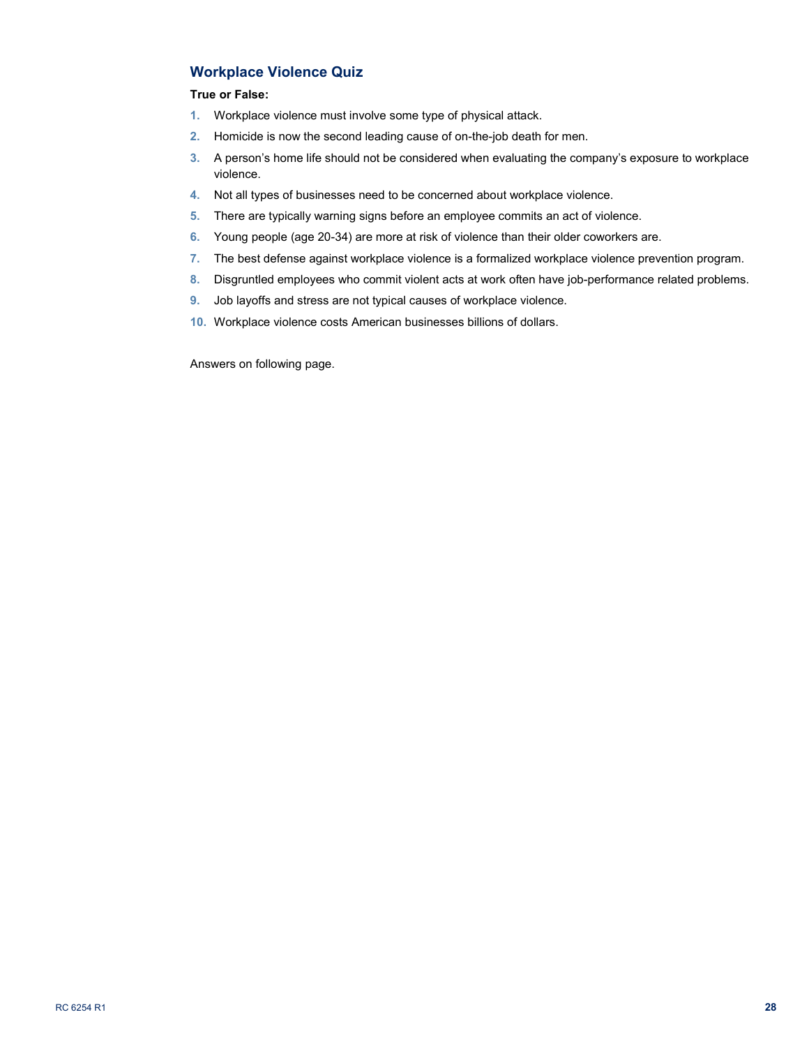## Workplace Violence Quiz

**True or False:**

1. Workplace violence must involve some type of physical attack.
2. Homicide is now the second leading cause of on-the-job death for men.
3. A person's home life should not be considered when evaluating the company's exposure to workplace violence.
4. Not all types of businesses need to be concerned about workplace violence.
5. There are typically warning signs before an employee commits an act of violence.
6. Young people (age 20-34) are more at risk of violence than their older coworkers are.
7. The best defense against workplace violence is a formalized workplace violence prevention program.
8. Disgruntled employees who commit violent acts at work often have job-performance related problems.
9. Job layoffs and stress are not typical causes of workplace violence.
10. Workplace violence costs American businesses billions of dollars.

Answers on following page.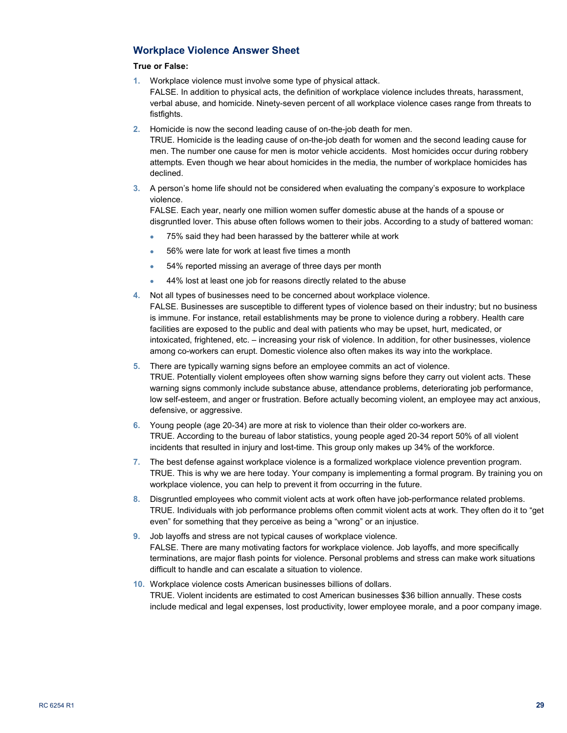## Workplace Violence Answer Sheet

**True or False:**

1. Workplace violence must involve some type of physical attack.
   FALSE. In addition to physical acts, the definition of workplace violence includes threats, harassment, verbal abuse, and homicide. Ninety-seven percent of all workplace violence cases range from threats to fistfights.

2. Homicide is now the second leading cause of on-the-job death for men.
   TRUE. Homicide is the leading cause of on-the-job death for women and the second leading cause for men. The number one cause for men is motor vehicle accidents. Most homicides occur during robbery attempts. Even though we hear about homicides in the media, the number of workplace homicides has declined.

3. A person's home life should not be considered when evaluating the company's exposure to workplace violence.
   FALSE. Each year, nearly one million women suffer domestic abuse at the hands of a spouse or disgruntled lover. This abuse often follows women to their jobs. According to a study of battered woman:
   - 75% said they had been harassed by the batterer while at work
   - 56% were late for work at least five times a month
   - 54% reported missing an average of three days per month
   - 44% lost at least one job for reasons directly related to the abuse

4. Not all types of businesses need to be concerned about workplace violence.
   FALSE. Businesses are susceptible to different types of violence based on their industry; but no business is immune. For instance, retail establishments may be prone to violence during a robbery. Health care facilities are exposed to the public and deal with patients who may be upset, hurt, medicated, or intoxicated, frightened, etc. – increasing your risk of violence. In addition, for other businesses, violence among co-workers can erupt. Domestic violence also often makes its way into the workplace.

5. There are typically warning signs before an employee commits an act of violence.
   TRUE. Potentially violent employees often show warning signs before they carry out violent acts. These warning signs commonly include substance abuse, attendance problems, deteriorating job performance, low self-esteem, and anger or frustration. Before actually becoming violent, an employee may act anxious, defensive, or aggressive.

6. Young people (age 20-34) are more at risk to violence than their older co-workers are.
   TRUE. According to the bureau of labor statistics, young people aged 20-34 report 50% of all violent incidents that resulted in injury and lost-time. This group only makes up 34% of the workforce.

7. The best defense against workplace violence is a formalized workplace violence prevention program.
   TRUE. This is why we are here today. Your company is implementing a formal program. By training you on workplace violence, you can help to prevent it from occurring in the future.

8. Disgruntled employees who commit violent acts at work often have job-performance related problems.
   TRUE. Individuals with job performance problems often commit violent acts at work. They often do it to "get even" for something that they perceive as being a "wrong" or an injustice.

9. Job layoffs and stress are not typical causes of workplace violence.
   FALSE. There are many motivating factors for workplace violence. Job layoffs, and more specifically terminations, are major flash points for violence. Personal problems and stress can make work situations difficult to handle and can escalate a situation to violence.

10. Workplace violence costs American businesses billions of dollars.
    TRUE. Violent incidents are estimated to cost American businesses $36 billion annually. These costs include medical and legal expenses, lost productivity, lower employee morale, and a poor company image.